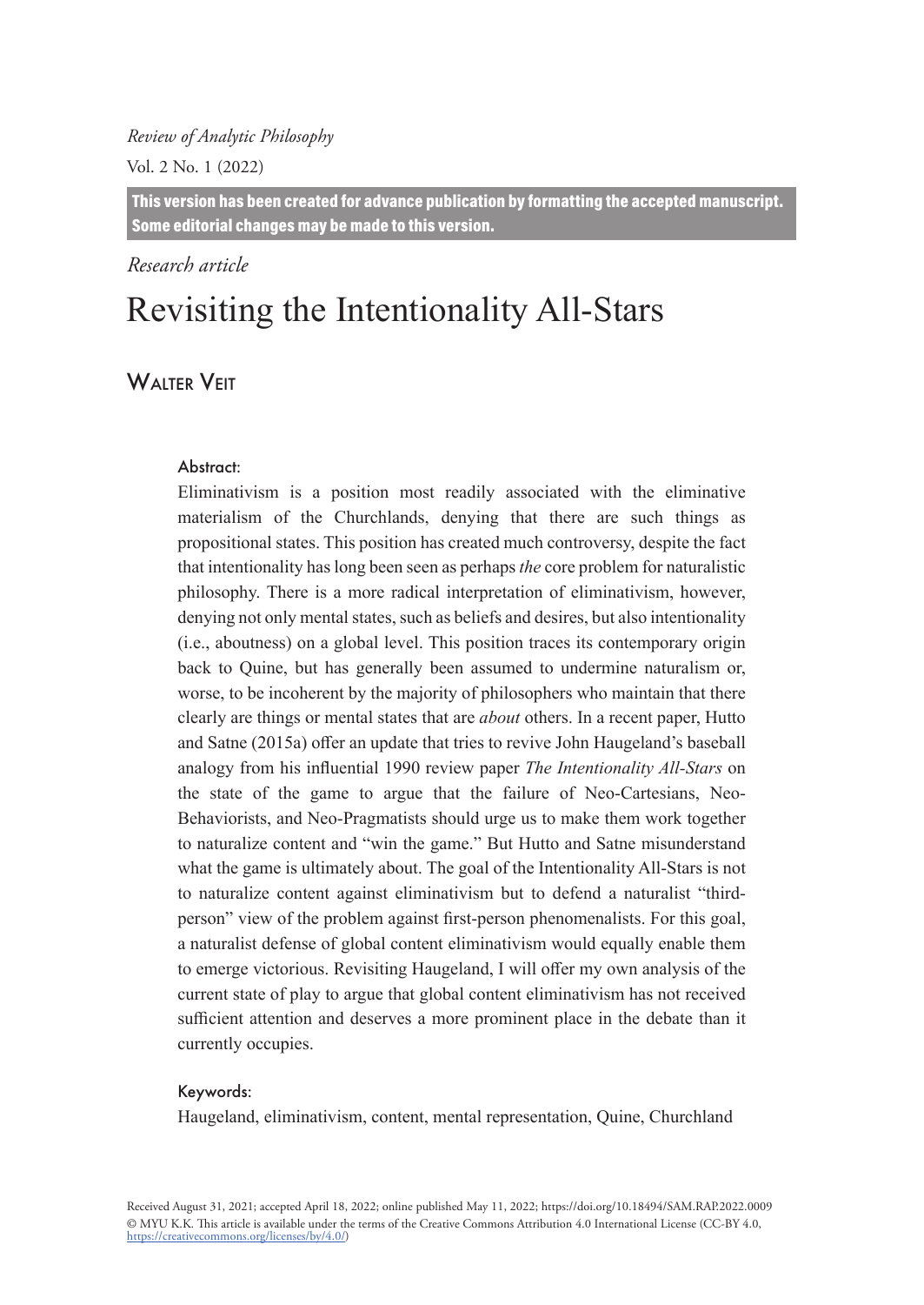*Review of Analytic Philosophy*

Vol. 2 No. 1 (2022)

**This version has been created for advance publication by formatting the accepted manuscript. Some editorial changes may be made to this version.**

*Research article*

# Revisiting the Intentionality All-Stars

## Walter Veit

**Abstract:**

Eliminativism is a position most readily associated with the eliminative materialism of the Churchlands, denying that there are such things as propositional states. This position has created much controversy, despite the fact that intentionality has long been seen as perhaps *the* core problem for naturalistic philosophy. There is a more radical interpretation of eliminativism, however, denying not only mental states, such as beliefs and desires, but also intentionality (i.e., aboutness) on a global level. This position traces its contemporary origin back to Quine, but has generally been assumed to undermine naturalism or, worse, to be incoherent by the majority of philosophers who maintain that there clearly are things or mental states that are *about* others. In a recent paper, Hutto and Satne (2015a) offer an update that tries to revive John Haugeland's baseball analogy from his influential 1990 review paper *The Intentionality All-Stars* on the state of the game to argue that the failure of Neo-Cartesians, Neo-Behaviorists, and Neo-Pragmatists should urge us to make them work together to naturalize content and "win the game." But Hutto and Satne misunderstand what the game is ultimately about. The goal of the Intentionality All-Stars is not to naturalize content against eliminativism but to defend a naturalist "third-person" view of the problem against first-person phenomenalists. For this goal, a naturalist defense of global content eliminativism would equally enable them to emerge victorious. Revisiting Haugeland, I will offer my own analysis of the current state of play to argue that global content eliminativism has not received sufficient attention and deserves a more prominent place in the debate than it currently occupies.

**Keywords:**

Haugeland, eliminativism, content, mental representation, Quine, Churchland

Received August 31, 2021; accepted April 18, 2022; online published May 11, 2022; https://doi.org/10.18494/SAM.RAP.2022.0009
© MYU K.K. This article is available under the terms of the Creative Commons Attribution 4.0 International License (CC-BY 4.0, https://creativecommons.org/licenses/by/4.0/)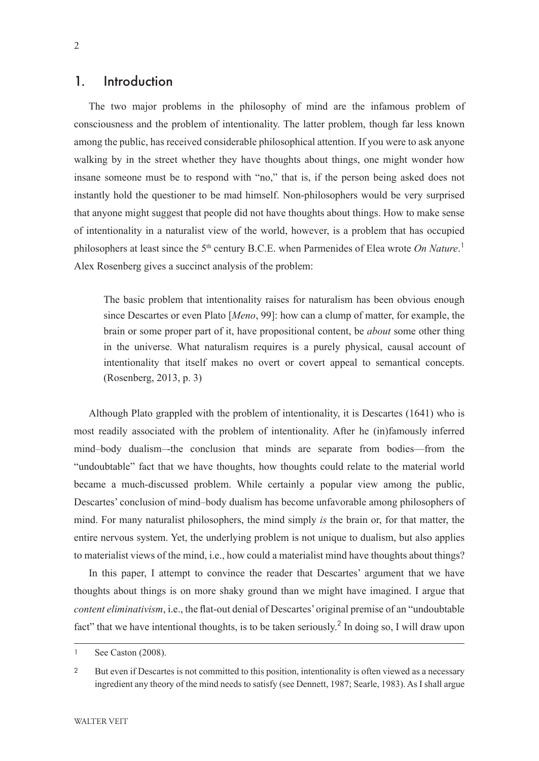## 1. Introduction

The two major problems in the philosophy of mind are the infamous problem of consciousness and the problem of intentionality. The latter problem, though far less known among the public, has received considerable philosophical attention. If you were to ask anyone walking by in the street whether they have thoughts about things, one might wonder how insane someone must be to respond with "no," that is, if the person being asked does not instantly hold the questioner to be mad himself. Non-philosophers would be very surprised that anyone might suggest that people did not have thoughts about things. How to make sense of intentionality in a naturalist view of the world, however, is a problem that has occupied philosophers at least since the 5th century B.C.E. when Parmenides of Elea wrote *On Nature*.[1] Alex Rosenberg gives a succinct analysis of the problem:

> The basic problem that intentionality raises for naturalism has been obvious enough since Descartes or even Plato [*Meno*, 99]: how can a clump of matter, for example, the brain or some proper part of it, have propositional content, be *about* some other thing in the universe. What naturalism requires is a purely physical, causal account of intentionality that itself makes no overt or covert appeal to semantical concepts. (Rosenberg, 2013, p. 3)

Although Plato grappled with the problem of intentionality, it is Descartes (1641) who is most readily associated with the problem of intentionality. After he (in)famously inferred mind–body dualism–-the conclusion that minds are separate from bodies—from the "undoubtable" fact that we have thoughts, how thoughts could relate to the material world became a much-discussed problem. While certainly a popular view among the public, Descartes' conclusion of mind–body dualism has become unfavorable among philosophers of mind. For many naturalist philosophers, the mind simply *is* the brain or, for that matter, the entire nervous system. Yet, the underlying problem is not unique to dualism, but also applies to materialist views of the mind, i.e., how could a materialist mind have thoughts about things?

In this paper, I attempt to convince the reader that Descartes' argument that we have thoughts about things is on more shaky ground than we might have imagined. I argue that *content eliminativism*, i.e., the flat-out denial of Descartes' original premise of an "undoubtable fact" that we have intentional thoughts, is to be taken seriously.[2] In doing so, I will draw upon

---

[1] See Caston (2008).

[2] But even if Descartes is not committed to this position, intentionality is often viewed as a necessary ingredient any theory of the mind needs to satisfy (see Dennett, 1987; Searle, 1983). As I shall argue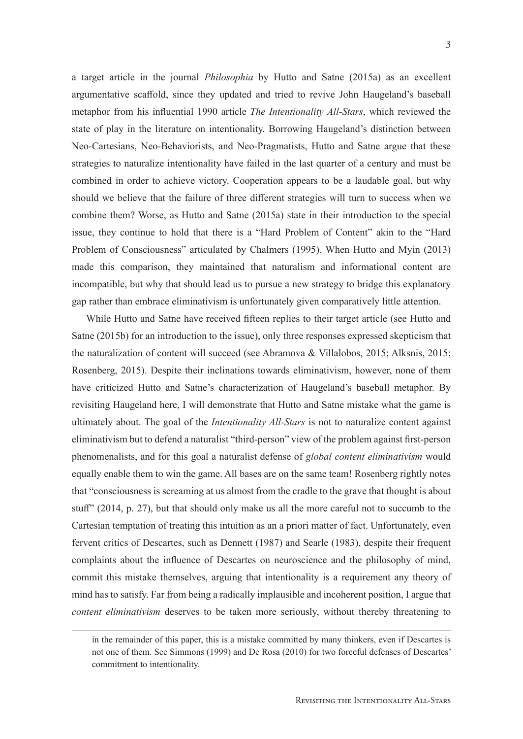a target article in the journal *Philosophia* by Hutto and Satne (2015a) as an excellent argumentative scaffold, since they updated and tried to revive John Haugeland's baseball metaphor from his influential 1990 article *The Intentionality All-Stars*, which reviewed the state of play in the literature on intentionality. Borrowing Haugeland's distinction between Neo-Cartesians, Neo-Behaviorists, and Neo-Pragmatists, Hutto and Satne argue that these strategies to naturalize intentionality have failed in the last quarter of a century and must be combined in order to achieve victory. Cooperation appears to be a laudable goal, but why should we believe that the failure of three different strategies will turn to success when we combine them? Worse, as Hutto and Satne (2015a) state in their introduction to the special issue, they continue to hold that there is a "Hard Problem of Content" akin to the "Hard Problem of Consciousness" articulated by Chalmers (1995). When Hutto and Myin (2013) made this comparison, they maintained that naturalism and informational content are incompatible, but why that should lead us to pursue a new strategy to bridge this explanatory gap rather than embrace eliminativism is unfortunately given comparatively little attention.

While Hutto and Satne have received fifteen replies to their target article (see Hutto and Satne (2015b) for an introduction to the issue), only three responses expressed skepticism that the naturalization of content will succeed (see Abramova & Villalobos, 2015; Alksnis, 2015; Rosenberg, 2015). Despite their inclinations towards eliminativism, however, none of them have criticized Hutto and Satne's characterization of Haugeland's baseball metaphor. By revisiting Haugeland here, I will demonstrate that Hutto and Satne mistake what the game is ultimately about. The goal of the *Intentionality All-Stars* is not to naturalize content against eliminativism but to defend a naturalist "third-person" view of the problem against first-person phenomenalists, and for this goal a naturalist defense of *global content eliminativism* would equally enable them to win the game. All bases are on the same team! Rosenberg rightly notes that "consciousness is screaming at us almost from the cradle to the grave that thought is about stuff" (2014, p. 27), but that should only make us all the more careful not to succumb to the Cartesian temptation of treating this intuition as an a priori matter of fact. Unfortunately, even fervent critics of Descartes, such as Dennett (1987) and Searle (1983), despite their frequent complaints about the influence of Descartes on neuroscience and the philosophy of mind, commit this mistake themselves, arguing that intentionality is a requirement any theory of mind has to satisfy. Far from being a radically implausible and incoherent position, I argue that *content eliminativism* deserves to be taken more seriously, without thereby threatening to

in the remainder of this paper, this is a mistake committed by many thinkers, even if Descartes is not one of them. See Simmons (1999) and De Rosa (2010) for two forceful defenses of Descartes' commitment to intentionality.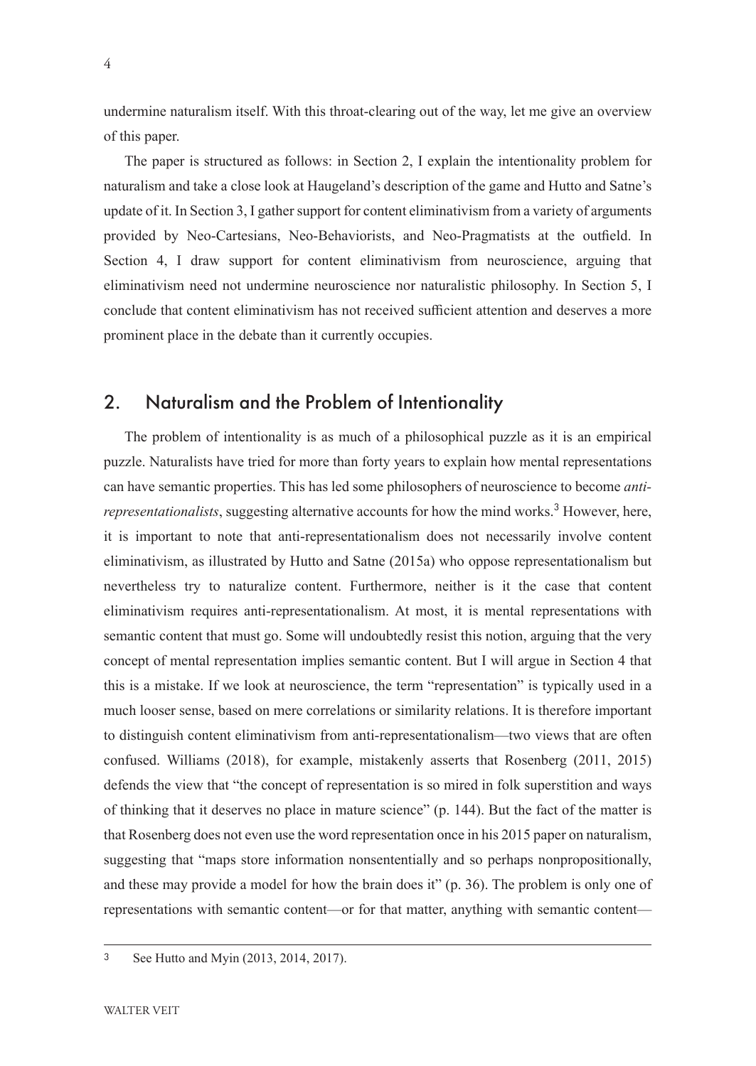undermine naturalism itself. With this throat-clearing out of the way, let me give an overview of this paper.

The paper is structured as follows: in Section 2, I explain the intentionality problem for naturalism and take a close look at Haugeland's description of the game and Hutto and Satne's update of it. In Section 3, I gather support for content eliminativism from a variety of arguments provided by Neo-Cartesians, Neo-Behaviorists, and Neo-Pragmatists at the outfield. In Section 4, I draw support for content eliminativism from neuroscience, arguing that eliminativism need not undermine neuroscience nor naturalistic philosophy. In Section 5, I conclude that content eliminativism has not received sufficient attention and deserves a more prominent place in the debate than it currently occupies.

## 2. Naturalism and the Problem of Intentionality

The problem of intentionality is as much of a philosophical puzzle as it is an empirical puzzle. Naturalists have tried for more than forty years to explain how mental representations can have semantic properties. This has led some philosophers of neuroscience to become *anti-representationalists*, suggesting alternative accounts for how the mind works.[3] However, here, it is important to note that anti-representationalism does not necessarily involve content eliminativism, as illustrated by Hutto and Satne (2015a) who oppose representationalism but nevertheless try to naturalize content. Furthermore, neither is it the case that content eliminativism requires anti-representationalism. At most, it is mental representations with semantic content that must go. Some will undoubtedly resist this notion, arguing that the very concept of mental representation implies semantic content. But I will argue in Section 4 that this is a mistake. If we look at neuroscience, the term "representation" is typically used in a much looser sense, based on mere correlations or similarity relations. It is therefore important to distinguish content eliminativism from anti-representationalism—two views that are often confused. Williams (2018), for example, mistakenly asserts that Rosenberg (2011, 2015) defends the view that "the concept of representation is so mired in folk superstition and ways of thinking that it deserves no place in mature science" (p. 144). But the fact of the matter is that Rosenberg does not even use the word representation once in his 2015 paper on naturalism, suggesting that "maps store information nonsententially and so perhaps nonpropositionally, and these may provide a model for how the brain does it" (p. 36). The problem is only one of representations with semantic content—or for that matter, anything with semantic content—

[3] See Hutto and Myin (2013, 2014, 2017).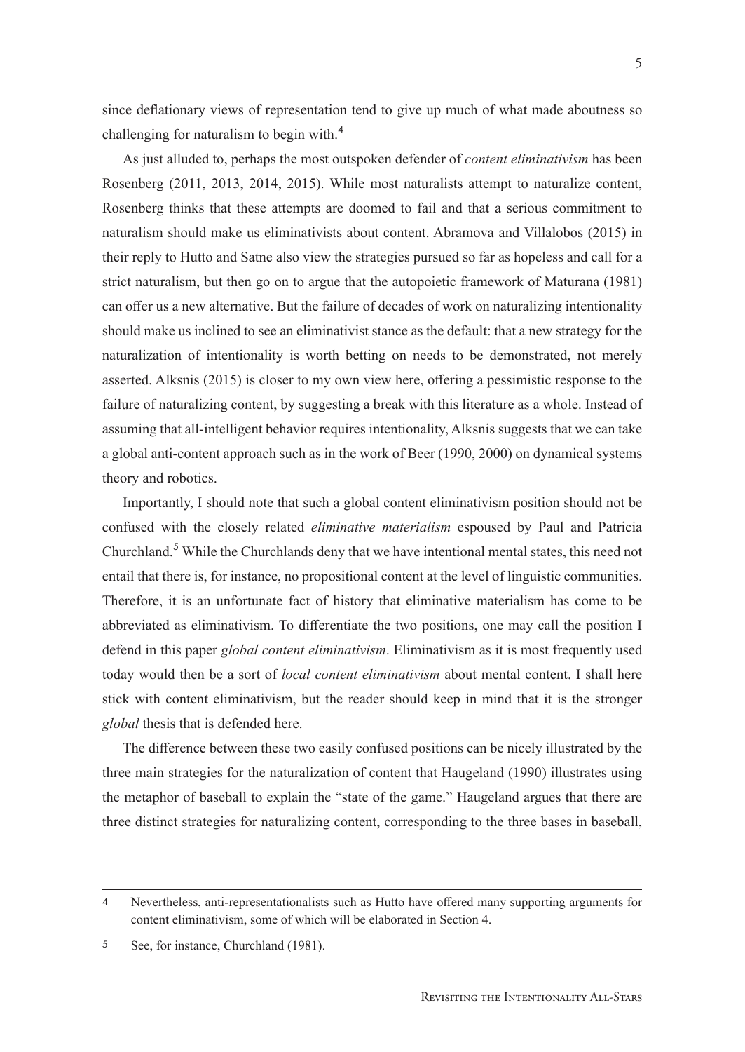since deflationary views of representation tend to give up much of what made aboutness so challenging for naturalism to begin with.[4]

As just alluded to, perhaps the most outspoken defender of *content eliminativism* has been Rosenberg (2011, 2013, 2014, 2015). While most naturalists attempt to naturalize content, Rosenberg thinks that these attempts are doomed to fail and that a serious commitment to naturalism should make us eliminativists about content. Abramova and Villalobos (2015) in their reply to Hutto and Satne also view the strategies pursued so far as hopeless and call for a strict naturalism, but then go on to argue that the autopoietic framework of Maturana (1981) can offer us a new alternative. But the failure of decades of work on naturalizing intentionality should make us inclined to see an eliminativist stance as the default: that a new strategy for the naturalization of intentionality is worth betting on needs to be demonstrated, not merely asserted. Alksnis (2015) is closer to my own view here, offering a pessimistic response to the failure of naturalizing content, by suggesting a break with this literature as a whole. Instead of assuming that all-intelligent behavior requires intentionality, Alksnis suggests that we can take a global anti-content approach such as in the work of Beer (1990, 2000) on dynamical systems theory and robotics.

Importantly, I should note that such a global content eliminativism position should not be confused with the closely related *eliminative materialism* espoused by Paul and Patricia Churchland.[5] While the Churchlands deny that we have intentional mental states, this need not entail that there is, for instance, no propositional content at the level of linguistic communities. Therefore, it is an unfortunate fact of history that eliminative materialism has come to be abbreviated as eliminativism. To differentiate the two positions, one may call the position I defend in this paper *global content eliminativism*. Eliminativism as it is most frequently used today would then be a sort of *local content eliminativism* about mental content. I shall here stick with content eliminativism, but the reader should keep in mind that it is the stronger *global* thesis that is defended here.

The difference between these two easily confused positions can be nicely illustrated by the three main strategies for the naturalization of content that Haugeland (1990) illustrates using the metaphor of baseball to explain the "state of the game." Haugeland argues that there are three distinct strategies for naturalizing content, corresponding to the three bases in baseball,

---

4 Nevertheless, anti-representationalists such as Hutto have offered many supporting arguments for content eliminativism, some of which will be elaborated in Section 4.

5 See, for instance, Churchland (1981).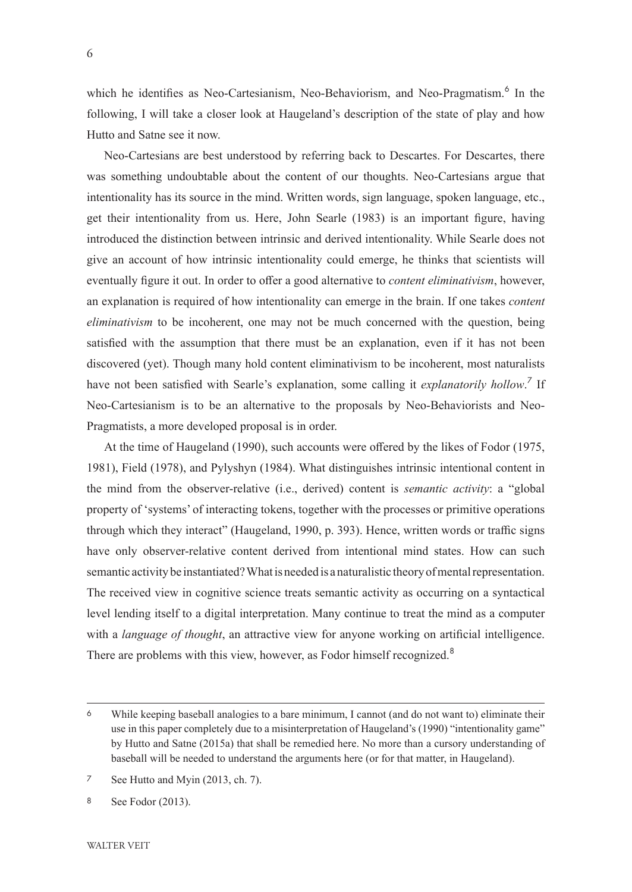which he identifies as Neo-Cartesianism, Neo-Behaviorism, and Neo-Pragmatism.[6] In the following, I will take a closer look at Haugeland's description of the state of play and how Hutto and Satne see it now.

Neo-Cartesians are best understood by referring back to Descartes. For Descartes, there was something undoubtable about the content of our thoughts. Neo-Cartesians argue that intentionality has its source in the mind. Written words, sign language, spoken language, etc., get their intentionality from us. Here, John Searle (1983) is an important figure, having introduced the distinction between intrinsic and derived intentionality. While Searle does not give an account of how intrinsic intentionality could emerge, he thinks that scientists will eventually figure it out. In order to offer a good alternative to *content eliminativism*, however, an explanation is required of how intentionality can emerge in the brain. If one takes *content eliminativism* to be incoherent, one may not be much concerned with the question, being satisfied with the assumption that there must be an explanation, even if it has not been discovered (yet). Though many hold content eliminativism to be incoherent, most naturalists have not been satisfied with Searle's explanation, some calling it *explanatorily hollow*.[7] If Neo-Cartesianism is to be an alternative to the proposals by Neo-Behaviorists and Neo-Pragmatists, a more developed proposal is in order.

At the time of Haugeland (1990), such accounts were offered by the likes of Fodor (1975, 1981), Field (1978), and Pylyshyn (1984). What distinguishes intrinsic intentional content in the mind from the observer-relative (i.e., derived) content is *semantic activity*: a "global property of 'systems' of interacting tokens, together with the processes or primitive operations through which they interact" (Haugeland, 1990, p. 393). Hence, written words or traffic signs have only observer-relative content derived from intentional mind states. How can such semantic activity be instantiated? What is needed is a naturalistic theory of mental representation. The received view in cognitive science treats semantic activity as occurring on a syntactical level lending itself to a digital interpretation. Many continue to treat the mind as a computer with a *language of thought*, an attractive view for anyone working on artificial intelligence. There are problems with this view, however, as Fodor himself recognized.[8]

---

6 While keeping baseball analogies to a bare minimum, I cannot (and do not want to) eliminate their use in this paper completely due to a misinterpretation of Haugeland's (1990) "intentionality game" by Hutto and Satne (2015a) that shall be remedied here. No more than a cursory understanding of baseball will be needed to understand the arguments here (or for that matter, in Haugeland).

7 See Hutto and Myin (2013, ch. 7).

8 See Fodor (2013).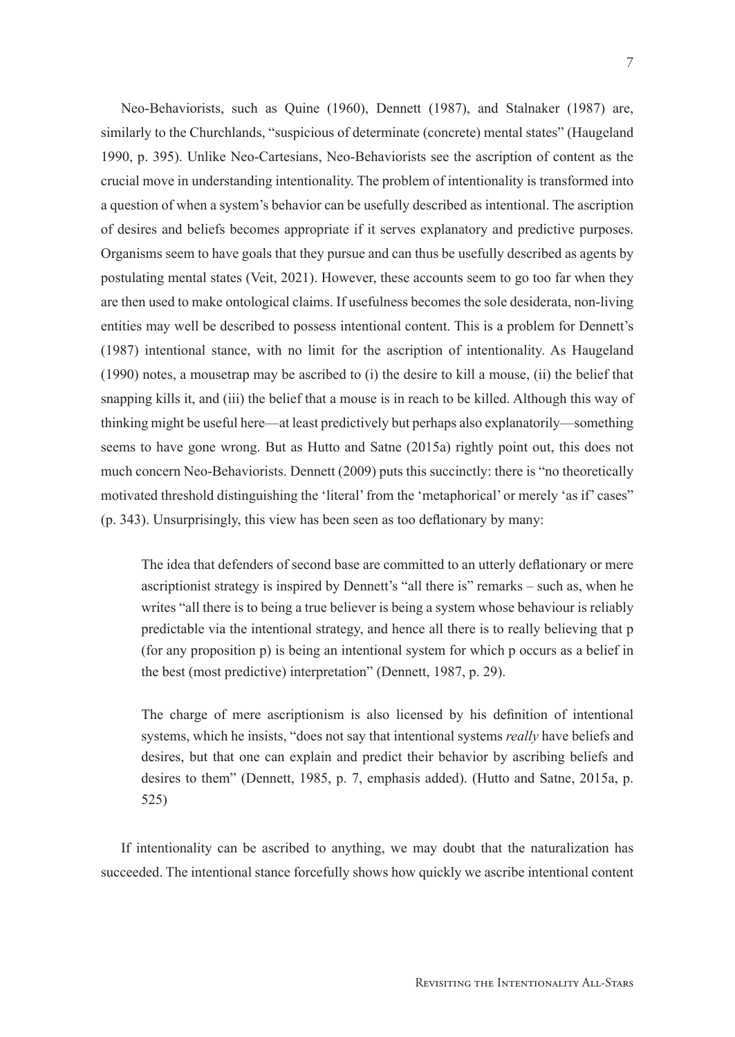Neo-Behaviorists, such as Quine (1960), Dennett (1987), and Stalnaker (1987) are, similarly to the Churchlands, "suspicious of determinate (concrete) mental states" (Haugeland 1990, p. 395). Unlike Neo-Cartesians, Neo-Behaviorists see the ascription of content as the crucial move in understanding intentionality. The problem of intentionality is transformed into a question of when a system's behavior can be usefully described as intentional. The ascription of desires and beliefs becomes appropriate if it serves explanatory and predictive purposes. Organisms seem to have goals that they pursue and can thus be usefully described as agents by postulating mental states (Veit, 2021). However, these accounts seem to go too far when they are then used to make ontological claims. If usefulness becomes the sole desiderata, non-living entities may well be described to possess intentional content. This is a problem for Dennett's (1987) intentional stance, with no limit for the ascription of intentionality. As Haugeland (1990) notes, a mousetrap may be ascribed to (i) the desire to kill a mouse, (ii) the belief that snapping kills it, and (iii) the belief that a mouse is in reach to be killed. Although this way of thinking might be useful here—at least predictively but perhaps also explanatorily—something seems to have gone wrong. But as Hutto and Satne (2015a) rightly point out, this does not much concern Neo-Behaviorists. Dennett (2009) puts this succinctly: there is "no theoretically motivated threshold distinguishing the 'literal' from the 'metaphorical' or merely 'as if' cases" (p. 343). Unsurprisingly, this view has been seen as too deflationary by many:

> The idea that defenders of second base are committed to an utterly deflationary or mere ascriptionist strategy is inspired by Dennett's "all there is" remarks – such as, when he writes "all there is to being a true believer is being a system whose behaviour is reliably predictable via the intentional strategy, and hence all there is to really believing that p (for any proposition p) is being an intentional system for which p occurs as a belief in the best (most predictive) interpretation" (Dennett, 1987, p. 29).
>
> The charge of mere ascriptionism is also licensed by his definition of intentional systems, which he insists, "does not say that intentional systems *really* have beliefs and desires, but that one can explain and predict their behavior by ascribing beliefs and desires to them" (Dennett, 1985, p. 7, emphasis added). (Hutto and Satne, 2015a, p. 525)

If intentionality can be ascribed to anything, we may doubt that the naturalization has succeeded. The intentional stance forcefully shows how quickly we ascribe intentional content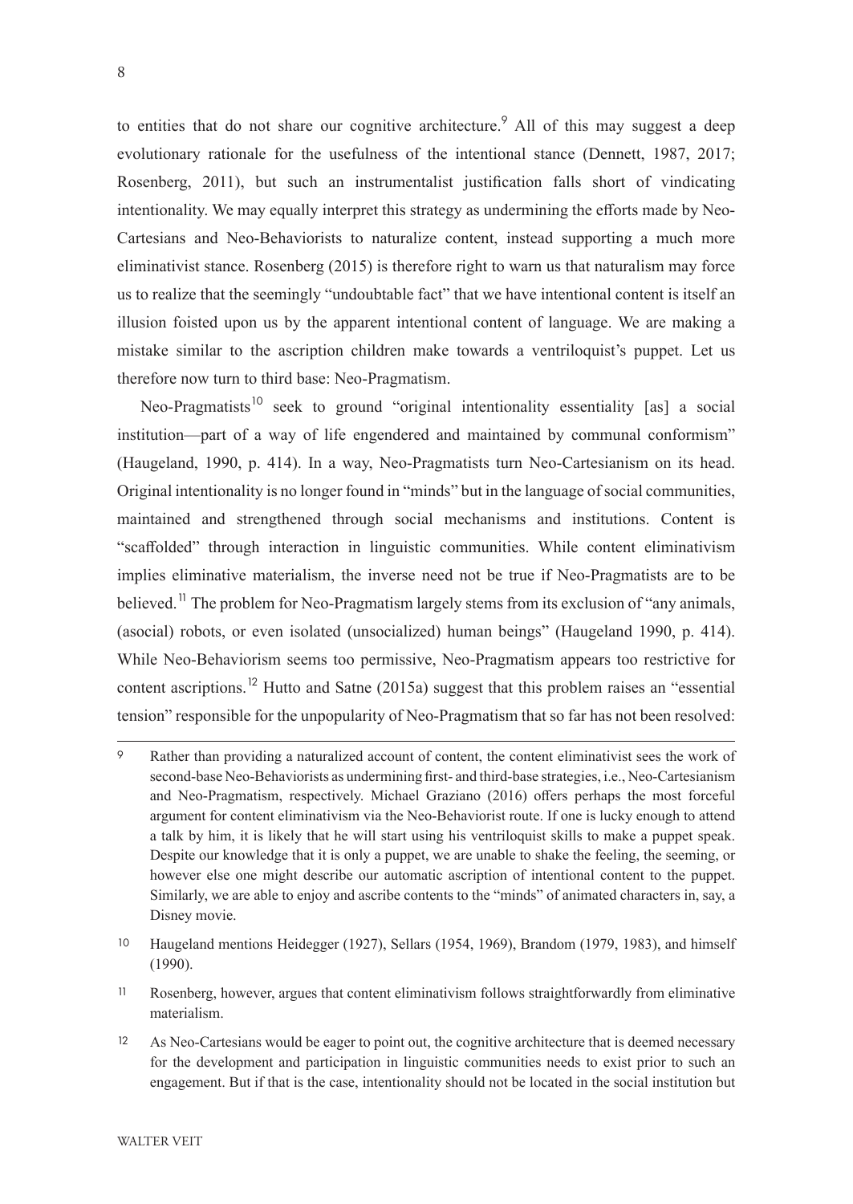to entities that do not share our cognitive architecture.[9] All of this may suggest a deep evolutionary rationale for the usefulness of the intentional stance (Dennett, 1987, 2017; Rosenberg, 2011), but such an instrumentalist justification falls short of vindicating intentionality. We may equally interpret this strategy as undermining the efforts made by Neo-Cartesians and Neo-Behaviorists to naturalize content, instead supporting a much more eliminativist stance. Rosenberg (2015) is therefore right to warn us that naturalism may force us to realize that the seemingly "undoubtable fact" that we have intentional content is itself an illusion foisted upon us by the apparent intentional content of language. We are making a mistake similar to the ascription children make towards a ventriloquist's puppet. Let us therefore now turn to third base: Neo-Pragmatism.

Neo-Pragmatists[10] seek to ground "original intentionality essentiality [as] a social institution—part of a way of life engendered and maintained by communal conformism" (Haugeland, 1990, p. 414). In a way, Neo-Pragmatists turn Neo-Cartesianism on its head. Original intentionality is no longer found in "minds" but in the language of social communities, maintained and strengthened through social mechanisms and institutions. Content is "scaffolded" through interaction in linguistic communities. While content eliminativism implies eliminative materialism, the inverse need not be true if Neo-Pragmatists are to be believed.[11] The problem for Neo-Pragmatism largely stems from its exclusion of "any animals, (asocial) robots, or even isolated (unsocialized) human beings" (Haugeland 1990, p. 414). While Neo-Behaviorism seems too permissive, Neo-Pragmatism appears too restrictive for content ascriptions.[12] Hutto and Satne (2015a) suggest that this problem raises an "essential tension" responsible for the unpopularity of Neo-Pragmatism that so far has not been resolved:

---

9 Rather than providing a naturalized account of content, the content eliminativist sees the work of second-base Neo-Behaviorists as undermining first- and third-base strategies, i.e., Neo-Cartesianism and Neo-Pragmatism, respectively. Michael Graziano (2016) offers perhaps the most forceful argument for content eliminativism via the Neo-Behaviorist route. If one is lucky enough to attend a talk by him, it is likely that he will start using his ventriloquist skills to make a puppet speak. Despite our knowledge that it is only a puppet, we are unable to shake the feeling, the seeming, or however else one might describe our automatic ascription of intentional content to the puppet. Similarly, we are able to enjoy and ascribe contents to the "minds" of animated characters in, say, a Disney movie.

10 Haugeland mentions Heidegger (1927), Sellars (1954, 1969), Brandom (1979, 1983), and himself (1990).

11 Rosenberg, however, argues that content eliminativism follows straightforwardly from eliminative materialism.

12 As Neo-Cartesians would be eager to point out, the cognitive architecture that is deemed necessary for the development and participation in linguistic communities needs to exist prior to such an engagement. But if that is the case, intentionality should not be located in the social institution but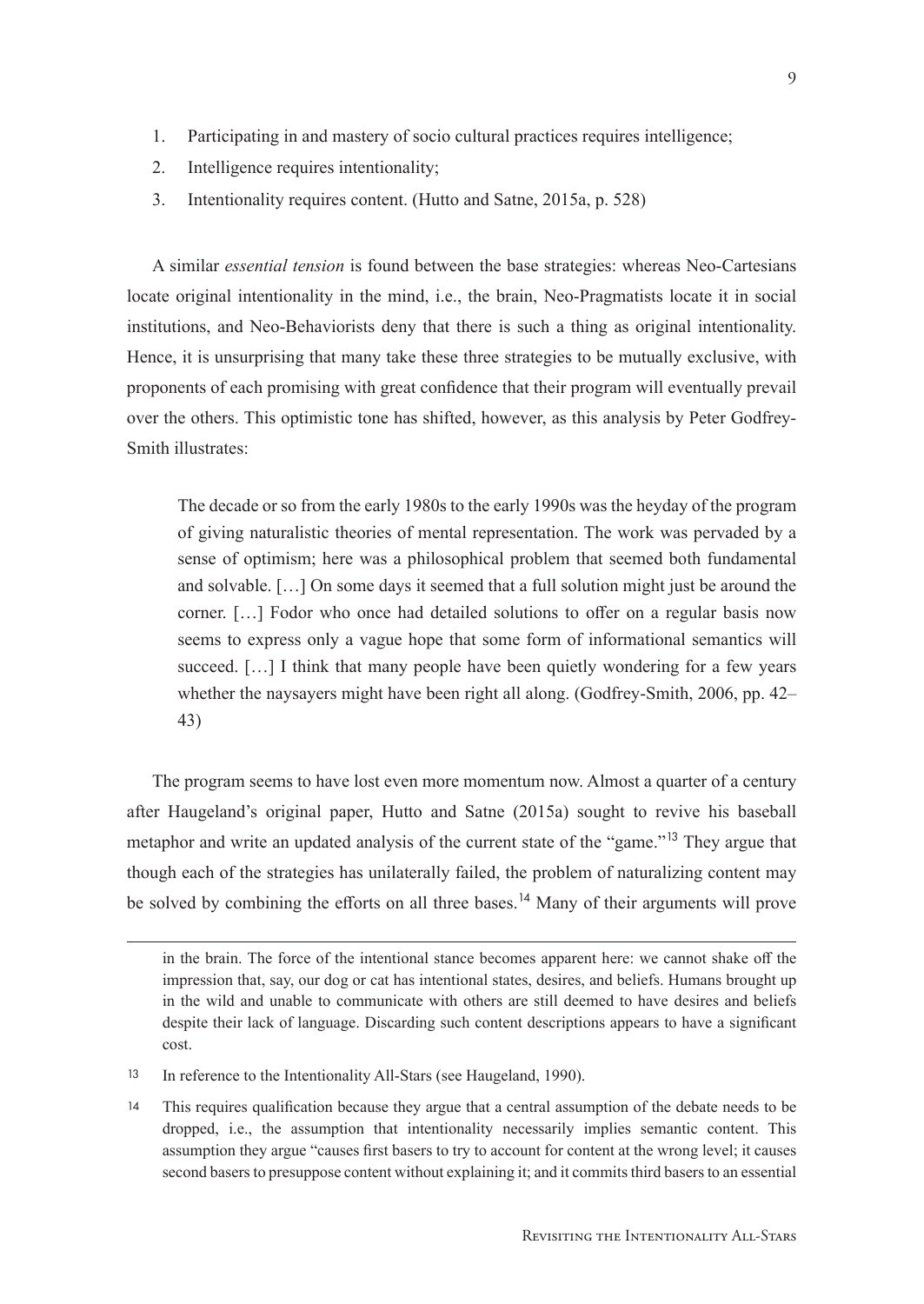1. Participating in and mastery of socio cultural practices requires intelligence;
2. Intelligence requires intentionality;
3. Intentionality requires content. (Hutto and Satne, 2015a, p. 528)

A similar *essential tension* is found between the base strategies: whereas Neo-Cartesians locate original intentionality in the mind, i.e., the brain, Neo-Pragmatists locate it in social institutions, and Neo-Behaviorists deny that there is such a thing as original intentionality. Hence, it is unsurprising that many take these three strategies to be mutually exclusive, with proponents of each promising with great confidence that their program will eventually prevail over the others. This optimistic tone has shifted, however, as this analysis by Peter Godfrey-Smith illustrates:

> The decade or so from the early 1980s to the early 1990s was the heyday of the program of giving naturalistic theories of mental representation. The work was pervaded by a sense of optimism; here was a philosophical problem that seemed both fundamental and solvable. […] On some days it seemed that a full solution might just be around the corner. […] Fodor who once had detailed solutions to offer on a regular basis now seems to express only a vague hope that some form of informational semantics will succeed. […] I think that many people have been quietly wondering for a few years whether the naysayers might have been right all along. (Godfrey-Smith, 2006, pp. 42–43)

The program seems to have lost even more momentum now. Almost a quarter of a century after Haugeland's original paper, Hutto and Satne (2015a) sought to revive his baseball metaphor and write an updated analysis of the current state of the "game."[13] They argue that though each of the strategies has unilaterally failed, the problem of naturalizing content may be solved by combining the efforts on all three bases.[14] Many of their arguments will prove

---

in the brain. The force of the intentional stance becomes apparent here: we cannot shake off the impression that, say, our dog or cat has intentional states, desires, and beliefs. Humans brought up in the wild and unable to communicate with others are still deemed to have desires and beliefs despite their lack of language. Discarding such content descriptions appears to have a significant cost.

13 In reference to the Intentionality All-Stars (see Haugeland, 1990).

14 This requires qualification because they argue that a central assumption of the debate needs to be dropped, i.e., the assumption that intentionality necessarily implies semantic content. This assumption they argue "causes first basers to try to account for content at the wrong level; it causes second basers to presuppose content without explaining it; and it commits third basers to an essential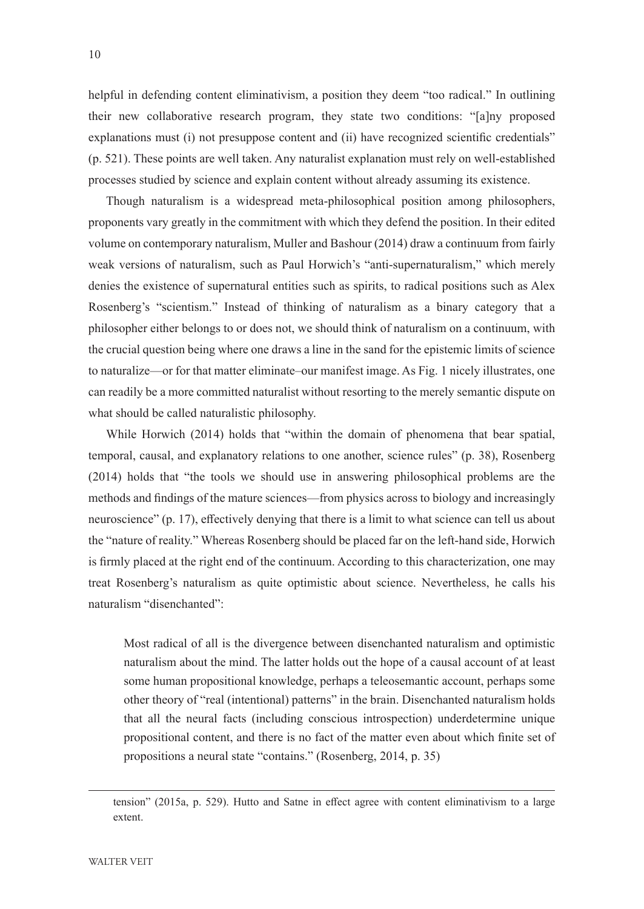helpful in defending content eliminativism, a position they deem "too radical." In outlining their new collaborative research program, they state two conditions: "[a]ny proposed explanations must (i) not presuppose content and (ii) have recognized scientific credentials" (p. 521). These points are well taken. Any naturalist explanation must rely on well-established processes studied by science and explain content without already assuming its existence.

Though naturalism is a widespread meta-philosophical position among philosophers, proponents vary greatly in the commitment with which they defend the position. In their edited volume on contemporary naturalism, Muller and Bashour (2014) draw a continuum from fairly weak versions of naturalism, such as Paul Horwich's "anti-supernaturalism," which merely denies the existence of supernatural entities such as spirits, to radical positions such as Alex Rosenberg's "scientism." Instead of thinking of naturalism as a binary category that a philosopher either belongs to or does not, we should think of naturalism on a continuum, with the crucial question being where one draws a line in the sand for the epistemic limits of science to naturalize—or for that matter eliminate–our manifest image. As Fig. 1 nicely illustrates, one can readily be a more committed naturalist without resorting to the merely semantic dispute on what should be called naturalistic philosophy.

While Horwich (2014) holds that "within the domain of phenomena that bear spatial, temporal, causal, and explanatory relations to one another, science rules" (p. 38), Rosenberg (2014) holds that "the tools we should use in answering philosophical problems are the methods and findings of the mature sciences—from physics across to biology and increasingly neuroscience" (p. 17), effectively denying that there is a limit to what science can tell us about the "nature of reality." Whereas Rosenberg should be placed far on the left-hand side, Horwich is firmly placed at the right end of the continuum. According to this characterization, one may treat Rosenberg's naturalism as quite optimistic about science. Nevertheless, he calls his naturalism "disenchanted":

> Most radical of all is the divergence between disenchanted naturalism and optimistic naturalism about the mind. The latter holds out the hope of a causal account of at least some human propositional knowledge, perhaps a teleosemantic account, perhaps some other theory of "real (intentional) patterns" in the brain. Disenchanted naturalism holds that all the neural facts (including conscious introspection) underdetermine unique propositional content, and there is no fact of the matter even about which finite set of propositions a neural state "contains." (Rosenberg, 2014, p. 35)

---

tension" (2015a, p. 529). Hutto and Satne in effect agree with content eliminativism to a large extent.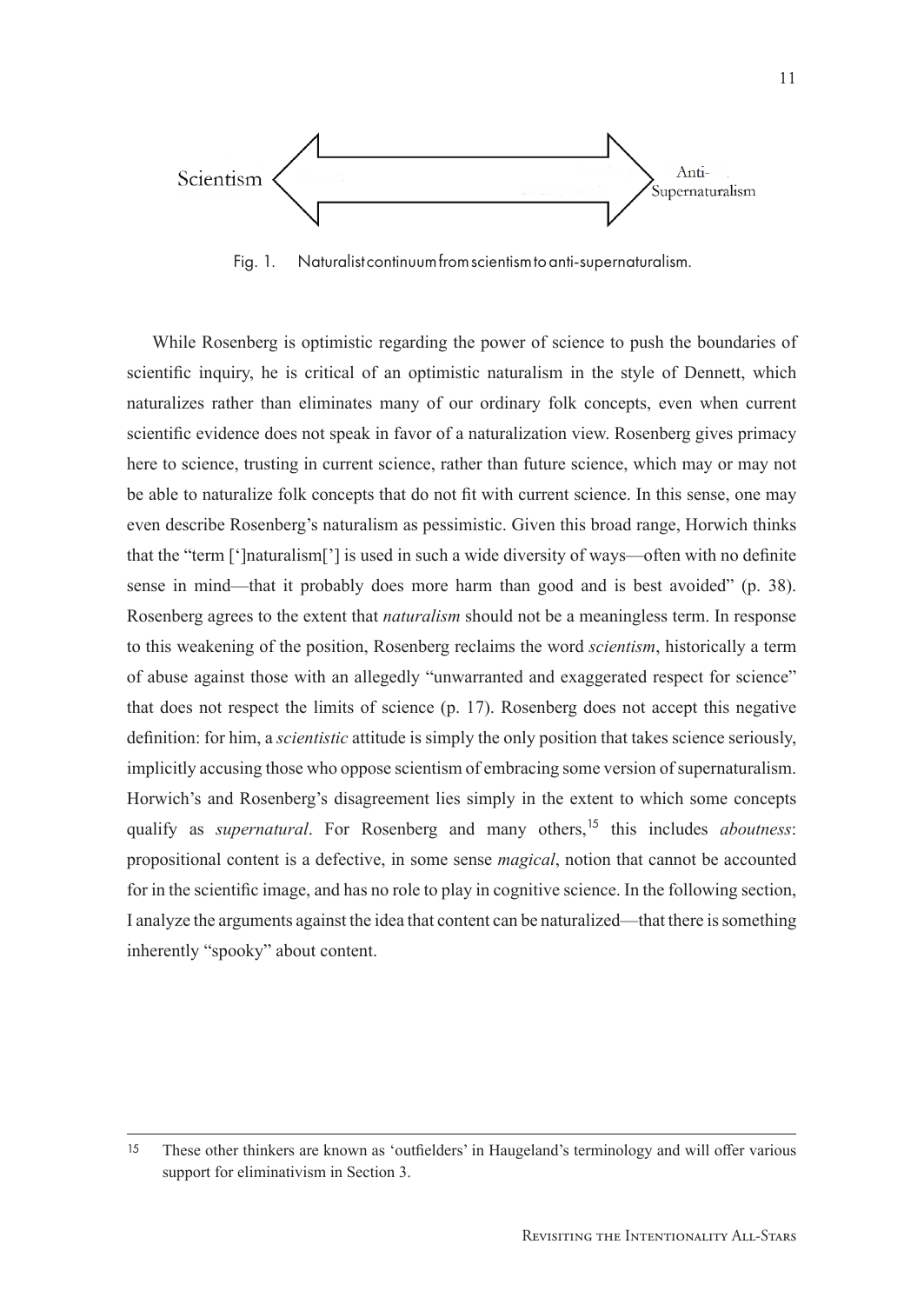Scientism ⟷ Anti-Supernaturalism

Fig. 1. Naturalist continuum from scientism to anti-supernaturalism.

While Rosenberg is optimistic regarding the power of science to push the boundaries of scientific inquiry, he is critical of an optimistic naturalism in the style of Dennett, which naturalizes rather than eliminates many of our ordinary folk concepts, even when current scientific evidence does not speak in favor of a naturalization view. Rosenberg gives primacy here to science, trusting in current science, rather than future science, which may or may not be able to naturalize folk concepts that do not fit with current science. In this sense, one may even describe Rosenberg's naturalism as pessimistic. Given this broad range, Horwich thinks that the "term [']naturalism['] is used in such a wide diversity of ways—often with no definite sense in mind—that it probably does more harm than good and is best avoided" (p. 38). Rosenberg agrees to the extent that *naturalism* should not be a meaningless term. In response to this weakening of the position, Rosenberg reclaims the word *scientism*, historically a term of abuse against those with an allegedly "unwarranted and exaggerated respect for science" that does not respect the limits of science (p. 17). Rosenberg does not accept this negative definition: for him, a *scientistic* attitude is simply the only position that takes science seriously, implicitly accusing those who oppose scientism of embracing some version of supernaturalism. Horwich's and Rosenberg's disagreement lies simply in the extent to which some concepts qualify as *supernatural*. For Rosenberg and many others,[15] this includes *aboutness*: propositional content is a defective, in some sense *magical*, notion that cannot be accounted for in the scientific image, and has no role to play in cognitive science. In the following section, I analyze the arguments against the idea that content can be naturalized—that there is something inherently "spooky" about content.

---

[15] These other thinkers are known as 'outfielders' in Haugeland's terminology and will offer various support for eliminativism in Section 3.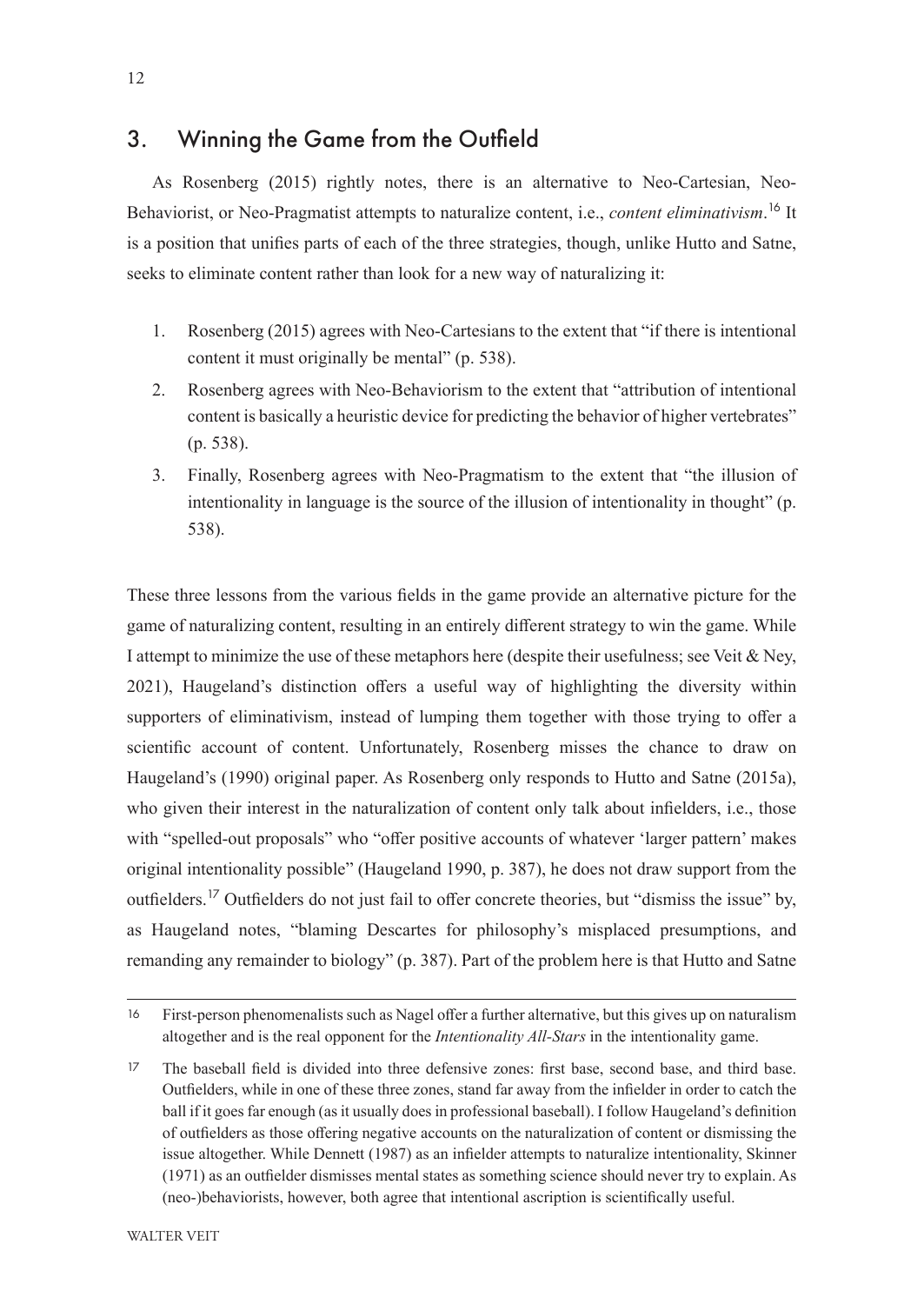## 3. Winning the Game from the Outfield

As Rosenberg (2015) rightly notes, there is an alternative to Neo-Cartesian, Neo-Behaviorist, or Neo-Pragmatist attempts to naturalize content, i.e., *content eliminativism*.[16] It is a position that unifies parts of each of the three strategies, though, unlike Hutto and Satne, seeks to eliminate content rather than look for a new way of naturalizing it:

1. Rosenberg (2015) agrees with Neo-Cartesians to the extent that "if there is intentional content it must originally be mental" (p. 538).
2. Rosenberg agrees with Neo-Behaviorism to the extent that "attribution of intentional content is basically a heuristic device for predicting the behavior of higher vertebrates" (p. 538).
3. Finally, Rosenberg agrees with Neo-Pragmatism to the extent that "the illusion of intentionality in language is the source of the illusion of intentionality in thought" (p. 538).

These three lessons from the various fields in the game provide an alternative picture for the game of naturalizing content, resulting in an entirely different strategy to win the game. While I attempt to minimize the use of these metaphors here (despite their usefulness; see Veit & Ney, 2021), Haugeland's distinction offers a useful way of highlighting the diversity within supporters of eliminativism, instead of lumping them together with those trying to offer a scientific account of content. Unfortunately, Rosenberg misses the chance to draw on Haugeland's (1990) original paper. As Rosenberg only responds to Hutto and Satne (2015a), who given their interest in the naturalization of content only talk about infielders, i.e., those with "spelled-out proposals" who "offer positive accounts of whatever 'larger pattern' makes original intentionality possible" (Haugeland 1990, p. 387), he does not draw support from the outfielders.[17] Outfielders do not just fail to offer concrete theories, but "dismiss the issue" by, as Haugeland notes, "blaming Descartes for philosophy's misplaced presumptions, and remanding any remainder to biology" (p. 387). Part of the problem here is that Hutto and Satne

---

[16] First-person phenomenalists such as Nagel offer a further alternative, but this gives up on naturalism altogether and is the real opponent for the *Intentionality All-Stars* in the intentionality game.

[17] The baseball field is divided into three defensive zones: first base, second base, and third base. Outfielders, while in one of these three zones, stand far away from the infielder in order to catch the ball if it goes far enough (as it usually does in professional baseball). I follow Haugeland's definition of outfielders as those offering negative accounts on the naturalization of content or dismissing the issue altogether. While Dennett (1987) as an infielder attempts to naturalize intentionality, Skinner (1971) as an outfielder dismisses mental states as something science should never try to explain. As (neo-)behaviorists, however, both agree that intentional ascription is scientifically useful.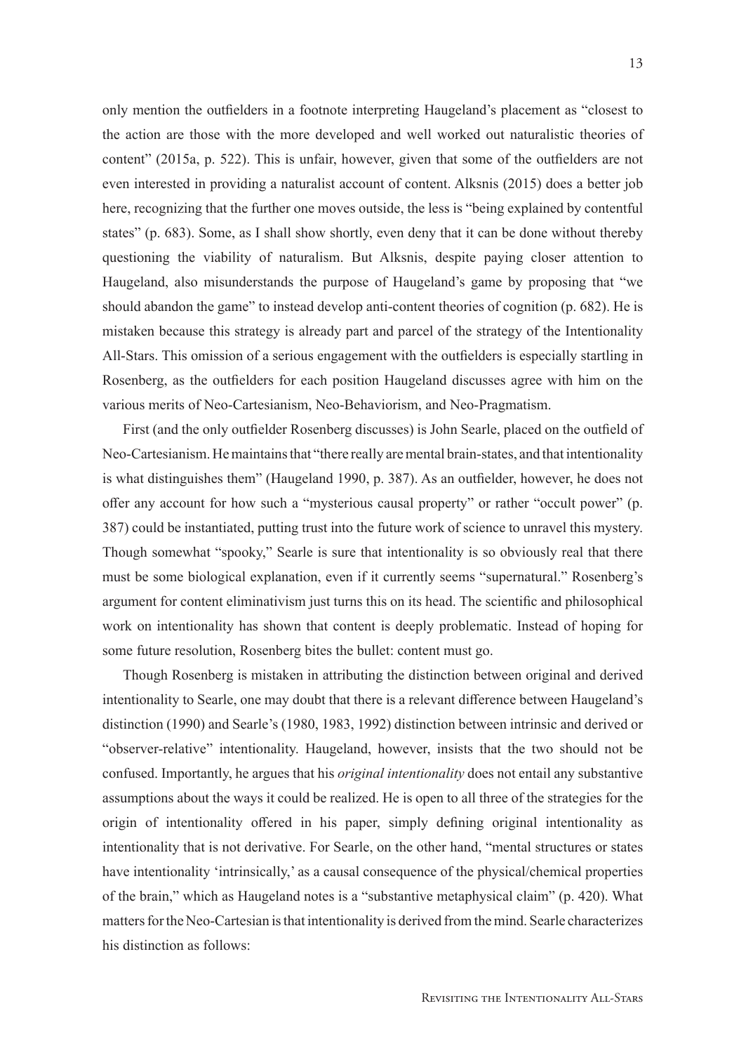only mention the outfielders in a footnote interpreting Haugeland's placement as "closest to the action are those with the more developed and well worked out naturalistic theories of content" (2015a, p. 522). This is unfair, however, given that some of the outfielders are not even interested in providing a naturalist account of content. Alksnis (2015) does a better job here, recognizing that the further one moves outside, the less is "being explained by contentful states" (p. 683). Some, as I shall show shortly, even deny that it can be done without thereby questioning the viability of naturalism. But Alksnis, despite paying closer attention to Haugeland, also misunderstands the purpose of Haugeland's game by proposing that "we should abandon the game" to instead develop anti-content theories of cognition (p. 682). He is mistaken because this strategy is already part and parcel of the strategy of the Intentionality All-Stars. This omission of a serious engagement with the outfielders is especially startling in Rosenberg, as the outfielders for each position Haugeland discusses agree with him on the various merits of Neo-Cartesianism, Neo-Behaviorism, and Neo-Pragmatism.

First (and the only outfielder Rosenberg discusses) is John Searle, placed on the outfield of Neo-Cartesianism. He maintains that "there really are mental brain-states, and that intentionality is what distinguishes them" (Haugeland 1990, p. 387). As an outfielder, however, he does not offer any account for how such a "mysterious causal property" or rather "occult power" (p. 387) could be instantiated, putting trust into the future work of science to unravel this mystery. Though somewhat "spooky," Searle is sure that intentionality is so obviously real that there must be some biological explanation, even if it currently seems "supernatural." Rosenberg's argument for content eliminativism just turns this on its head. The scientific and philosophical work on intentionality has shown that content is deeply problematic. Instead of hoping for some future resolution, Rosenberg bites the bullet: content must go.

Though Rosenberg is mistaken in attributing the distinction between original and derived intentionality to Searle, one may doubt that there is a relevant difference between Haugeland's distinction (1990) and Searle's (1980, 1983, 1992) distinction between intrinsic and derived or "observer-relative" intentionality. Haugeland, however, insists that the two should not be confused. Importantly, he argues that his *original intentionality* does not entail any substantive assumptions about the ways it could be realized. He is open to all three of the strategies for the origin of intentionality offered in his paper, simply defining original intentionality as intentionality that is not derivative. For Searle, on the other hand, "mental structures or states have intentionality 'intrinsically,' as a causal consequence of the physical/chemical properties of the brain," which as Haugeland notes is a "substantive metaphysical claim" (p. 420). What matters for the Neo-Cartesian is that intentionality is derived from the mind. Searle characterizes his distinction as follows: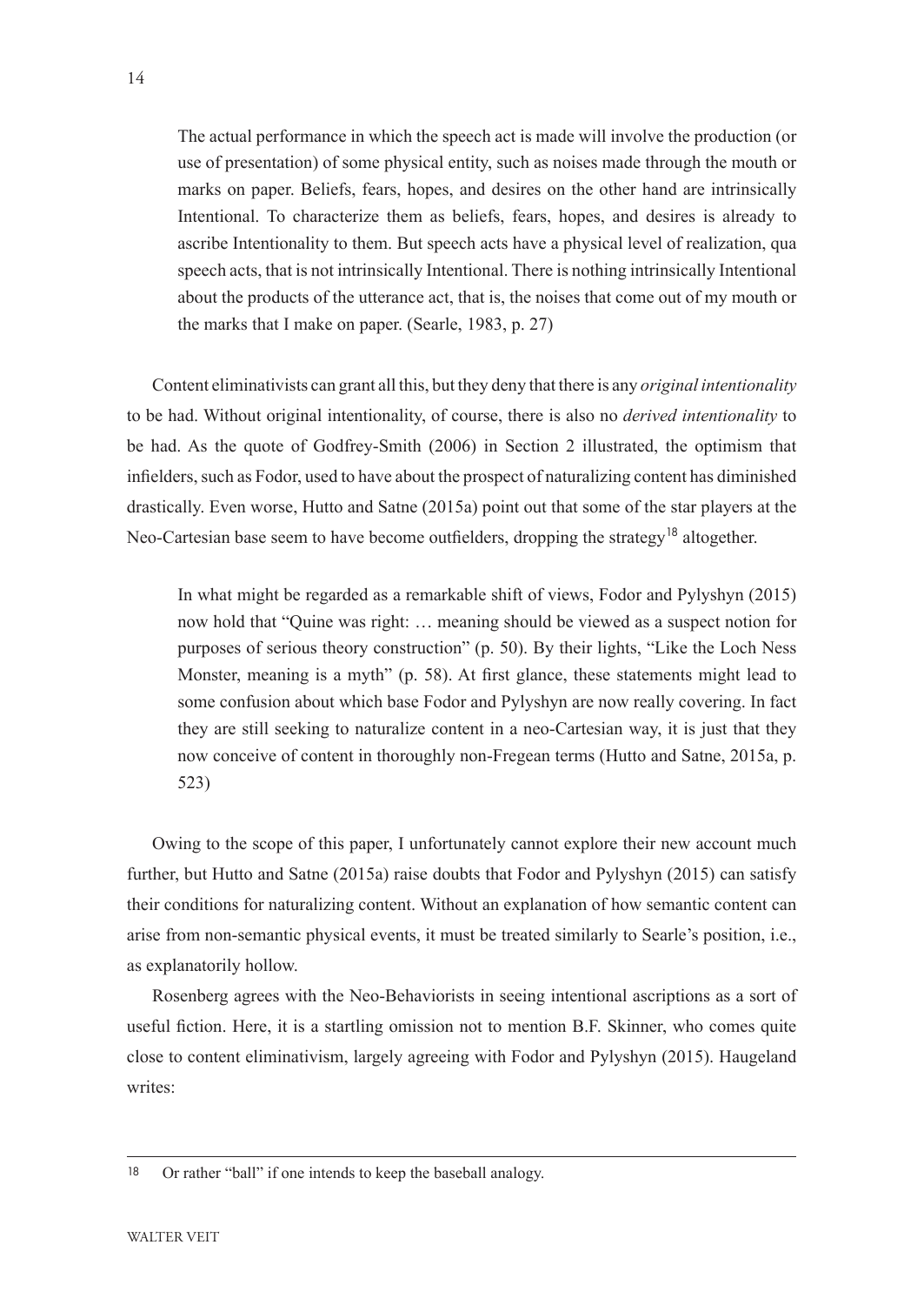> The actual performance in which the speech act is made will involve the production (or use of presentation) of some physical entity, such as noises made through the mouth or marks on paper. Beliefs, fears, hopes, and desires on the other hand are intrinsically Intentional. To characterize them as beliefs, fears, hopes, and desires is already to ascribe Intentionality to them. But speech acts have a physical level of realization, qua speech acts, that is not intrinsically Intentional. There is nothing intrinsically Intentional about the products of the utterance act, that is, the noises that come out of my mouth or the marks that I make on paper. (Searle, 1983, p. 27)

Content eliminativists can grant all this, but they deny that there is any *original intentionality* to be had. Without original intentionality, of course, there is also no *derived intentionality* to be had. As the quote of Godfrey-Smith (2006) in Section 2 illustrated, the optimism that infielders, such as Fodor, used to have about the prospect of naturalizing content has diminished drastically. Even worse, Hutto and Satne (2015a) point out that some of the star players at the Neo-Cartesian base seem to have become outfielders, dropping the strategy[18] altogether.

> In what might be regarded as a remarkable shift of views, Fodor and Pylyshyn (2015) now hold that "Quine was right: … meaning should be viewed as a suspect notion for purposes of serious theory construction" (p. 50). By their lights, "Like the Loch Ness Monster, meaning is a myth" (p. 58). At first glance, these statements might lead to some confusion about which base Fodor and Pylyshyn are now really covering. In fact they are still seeking to naturalize content in a neo-Cartesian way, it is just that they now conceive of content in thoroughly non-Fregean terms (Hutto and Satne, 2015a, p. 523)

Owing to the scope of this paper, I unfortunately cannot explore their new account much further, but Hutto and Satne (2015a) raise doubts that Fodor and Pylyshyn (2015) can satisfy their conditions for naturalizing content. Without an explanation of how semantic content can arise from non-semantic physical events, it must be treated similarly to Searle's position, i.e., as explanatorily hollow.

Rosenberg agrees with the Neo-Behaviorists in seeing intentional ascriptions as a sort of useful fiction. Here, it is a startling omission not to mention B.F. Skinner, who comes quite close to content eliminativism, largely agreeing with Fodor and Pylyshyn (2015). Haugeland writes:

[18] Or rather "ball" if one intends to keep the baseball analogy.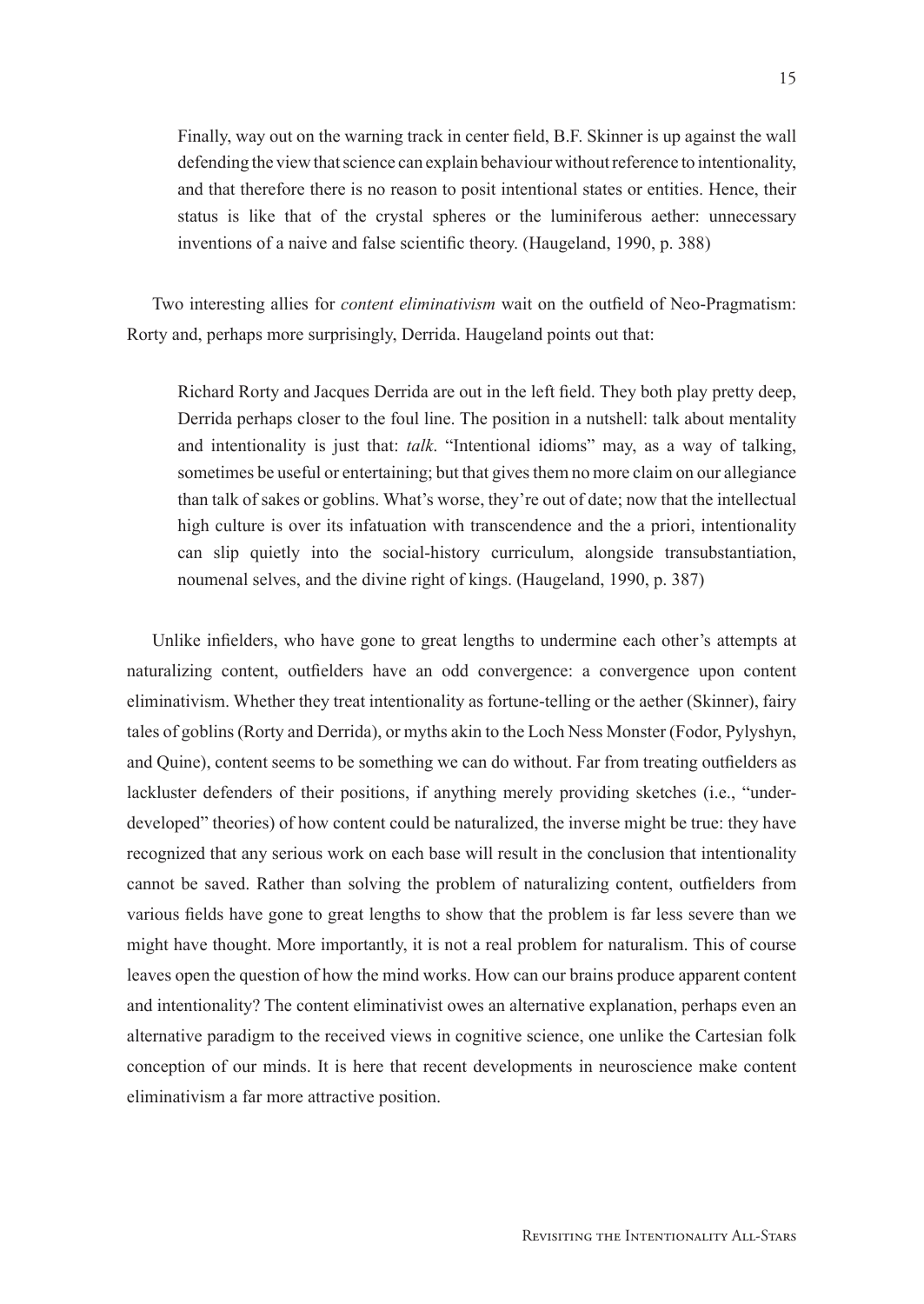> Finally, way out on the warning track in center field, B.F. Skinner is up against the wall defending the view that science can explain behaviour without reference to intentionality, and that therefore there is no reason to posit intentional states or entities. Hence, their status is like that of the crystal spheres or the luminiferous aether: unnecessary inventions of a naive and false scientific theory. (Haugeland, 1990, p. 388)

Two interesting allies for *content eliminativism* wait on the outfield of Neo-Pragmatism: Rorty and, perhaps more surprisingly, Derrida. Haugeland points out that:

> Richard Rorty and Jacques Derrida are out in the left field. They both play pretty deep, Derrida perhaps closer to the foul line. The position in a nutshell: talk about mentality and intentionality is just that: *talk*. "Intentional idioms" may, as a way of talking, sometimes be useful or entertaining; but that gives them no more claim on our allegiance than talk of sakes or goblins. What's worse, they're out of date; now that the intellectual high culture is over its infatuation with transcendence and the a priori, intentionality can slip quietly into the social-history curriculum, alongside transubstantiation, noumenal selves, and the divine right of kings. (Haugeland, 1990, p. 387)

Unlike infielders, who have gone to great lengths to undermine each other's attempts at naturalizing content, outfielders have an odd convergence: a convergence upon content eliminativism. Whether they treat intentionality as fortune-telling or the aether (Skinner), fairy tales of goblins (Rorty and Derrida), or myths akin to the Loch Ness Monster (Fodor, Pylyshyn, and Quine), content seems to be something we can do without. Far from treating outfielders as lackluster defenders of their positions, if anything merely providing sketches (i.e., "under-developed" theories) of how content could be naturalized, the inverse might be true: they have recognized that any serious work on each base will result in the conclusion that intentionality cannot be saved. Rather than solving the problem of naturalizing content, outfielders from various fields have gone to great lengths to show that the problem is far less severe than we might have thought. More importantly, it is not a real problem for naturalism. This of course leaves open the question of how the mind works. How can our brains produce apparent content and intentionality? The content eliminativist owes an alternative explanation, perhaps even an alternative paradigm to the received views in cognitive science, one unlike the Cartesian folk conception of our minds. It is here that recent developments in neuroscience make content eliminativism a far more attractive position.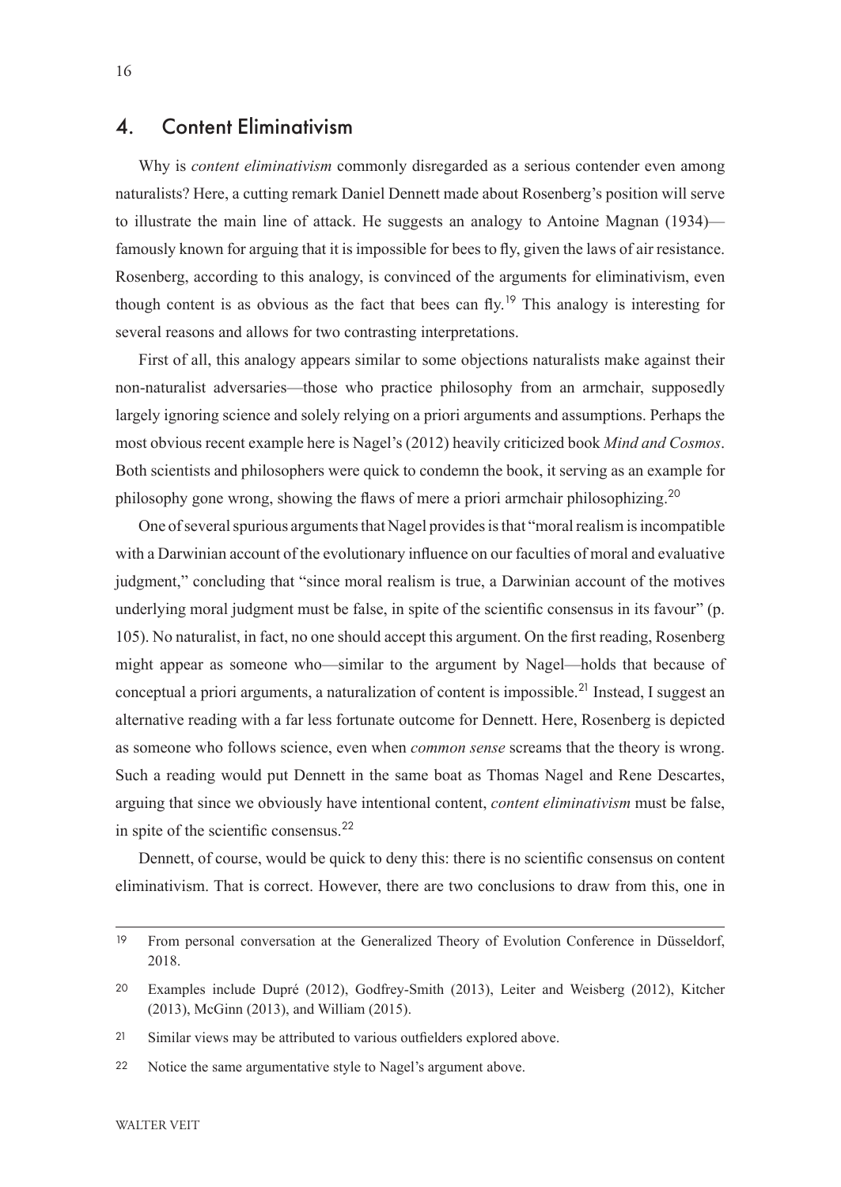## 4. Content Eliminativism

Why is *content eliminativism* commonly disregarded as a serious contender even among naturalists? Here, a cutting remark Daniel Dennett made about Rosenberg's position will serve to illustrate the main line of attack. He suggests an analogy to Antoine Magnan (1934)—famously known for arguing that it is impossible for bees to fly, given the laws of air resistance. Rosenberg, according to this analogy, is convinced of the arguments for eliminativism, even though content is as obvious as the fact that bees can fly.[19] This analogy is interesting for several reasons and allows for two contrasting interpretations.

First of all, this analogy appears similar to some objections naturalists make against their non-naturalist adversaries—those who practice philosophy from an armchair, supposedly largely ignoring science and solely relying on a priori arguments and assumptions. Perhaps the most obvious recent example here is Nagel's (2012) heavily criticized book *Mind and Cosmos*. Both scientists and philosophers were quick to condemn the book, it serving as an example for philosophy gone wrong, showing the flaws of mere a priori armchair philosophizing.[20]

One of several spurious arguments that Nagel provides is that "moral realism is incompatible with a Darwinian account of the evolutionary influence on our faculties of moral and evaluative judgment," concluding that "since moral realism is true, a Darwinian account of the motives underlying moral judgment must be false, in spite of the scientific consensus in its favour" (p. 105). No naturalist, in fact, no one should accept this argument. On the first reading, Rosenberg might appear as someone who—similar to the argument by Nagel—holds that because of conceptual a priori arguments, a naturalization of content is impossible.[21] Instead, I suggest an alternative reading with a far less fortunate outcome for Dennett. Here, Rosenberg is depicted as someone who follows science, even when *common sense* screams that the theory is wrong. Such a reading would put Dennett in the same boat as Thomas Nagel and Rene Descartes, arguing that since we obviously have intentional content, *content eliminativism* must be false, in spite of the scientific consensus.[22]

Dennett, of course, would be quick to deny this: there is no scientific consensus on content eliminativism. That is correct. However, there are two conclusions to draw from this, one in

---

19 From personal conversation at the Generalized Theory of Evolution Conference in Düsseldorf, 2018.

20 Examples include Dupré (2012), Godfrey-Smith (2013), Leiter and Weisberg (2012), Kitcher (2013), McGinn (2013), and William (2015).

21 Similar views may be attributed to various outfielders explored above.

22 Notice the same argumentative style to Nagel's argument above.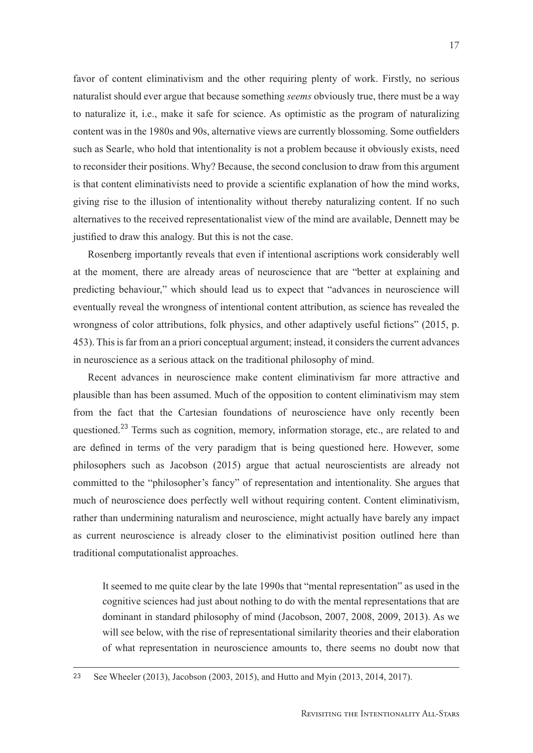favor of content eliminativism and the other requiring plenty of work. Firstly, no serious naturalist should ever argue that because something *seems* obviously true, there must be a way to naturalize it, i.e., make it safe for science. As optimistic as the program of naturalizing content was in the 1980s and 90s, alternative views are currently blossoming. Some outfielders such as Searle, who hold that intentionality is not a problem because it obviously exists, need to reconsider their positions. Why? Because, the second conclusion to draw from this argument is that content eliminativists need to provide a scientific explanation of how the mind works, giving rise to the illusion of intentionality without thereby naturalizing content. If no such alternatives to the received representationalist view of the mind are available, Dennett may be justified to draw this analogy. But this is not the case.

Rosenberg importantly reveals that even if intentional ascriptions work considerably well at the moment, there are already areas of neuroscience that are "better at explaining and predicting behaviour," which should lead us to expect that "advances in neuroscience will eventually reveal the wrongness of intentional content attribution, as science has revealed the wrongness of color attributions, folk physics, and other adaptively useful fictions" (2015, p. 453). This is far from an a priori conceptual argument; instead, it considers the current advances in neuroscience as a serious attack on the traditional philosophy of mind.

Recent advances in neuroscience make content eliminativism far more attractive and plausible than has been assumed. Much of the opposition to content eliminativism may stem from the fact that the Cartesian foundations of neuroscience have only recently been questioned.[23] Terms such as cognition, memory, information storage, etc., are related to and are defined in terms of the very paradigm that is being questioned here. However, some philosophers such as Jacobson (2015) argue that actual neuroscientists are already not committed to the "philosopher's fancy" of representation and intentionality. She argues that much of neuroscience does perfectly well without requiring content. Content eliminativism, rather than undermining naturalism and neuroscience, might actually have barely any impact as current neuroscience is already closer to the eliminativist position outlined here than traditional computationalist approaches.

> It seemed to me quite clear by the late 1990s that "mental representation" as used in the cognitive sciences had just about nothing to do with the mental representations that are dominant in standard philosophy of mind (Jacobson, 2007, 2008, 2009, 2013). As we will see below, with the rise of representational similarity theories and their elaboration of what representation in neuroscience amounts to, there seems no doubt now that

23 See Wheeler (2013), Jacobson (2003, 2015), and Hutto and Myin (2013, 2014, 2017).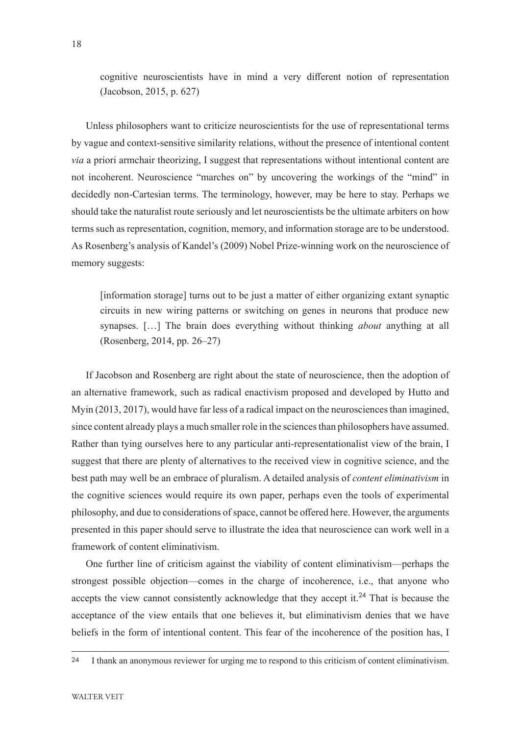> cognitive neuroscientists have in mind a very different notion of representation (Jacobson, 2015, p. 627)

Unless philosophers want to criticize neuroscientists for the use of representational terms by vague and context-sensitive similarity relations, without the presence of intentional content *via* a priori armchair theorizing, I suggest that representations without intentional content are not incoherent. Neuroscience "marches on" by uncovering the workings of the "mind" in decidedly non-Cartesian terms. The terminology, however, may be here to stay. Perhaps we should take the naturalist route seriously and let neuroscientists be the ultimate arbiters on how terms such as representation, cognition, memory, and information storage are to be understood. As Rosenberg's analysis of Kandel's (2009) Nobel Prize-winning work on the neuroscience of memory suggests:

> [information storage] turns out to be just a matter of either organizing extant synaptic circuits in new wiring patterns or switching on genes in neurons that produce new synapses. […] The brain does everything without thinking *about* anything at all (Rosenberg, 2014, pp. 26–27)

If Jacobson and Rosenberg are right about the state of neuroscience, then the adoption of an alternative framework, such as radical enactivism proposed and developed by Hutto and Myin (2013, 2017), would have far less of a radical impact on the neurosciences than imagined, since content already plays a much smaller role in the sciences than philosophers have assumed. Rather than tying ourselves here to any particular anti-representationalist view of the brain, I suggest that there are plenty of alternatives to the received view in cognitive science, and the best path may well be an embrace of pluralism. A detailed analysis of *content eliminativism* in the cognitive sciences would require its own paper, perhaps even the tools of experimental philosophy, and due to considerations of space, cannot be offered here. However, the arguments presented in this paper should serve to illustrate the idea that neuroscience can work well in a framework of content eliminativism.

One further line of criticism against the viability of content eliminativism—perhaps the strongest possible objection—comes in the charge of incoherence, i.e., that anyone who accepts the view cannot consistently acknowledge that they accept it.[24] That is because the acceptance of the view entails that one believes it, but eliminativism denies that we have beliefs in the form of intentional content. This fear of the incoherence of the position has, I

---

24 I thank an anonymous reviewer for urging me to respond to this criticism of content eliminativism.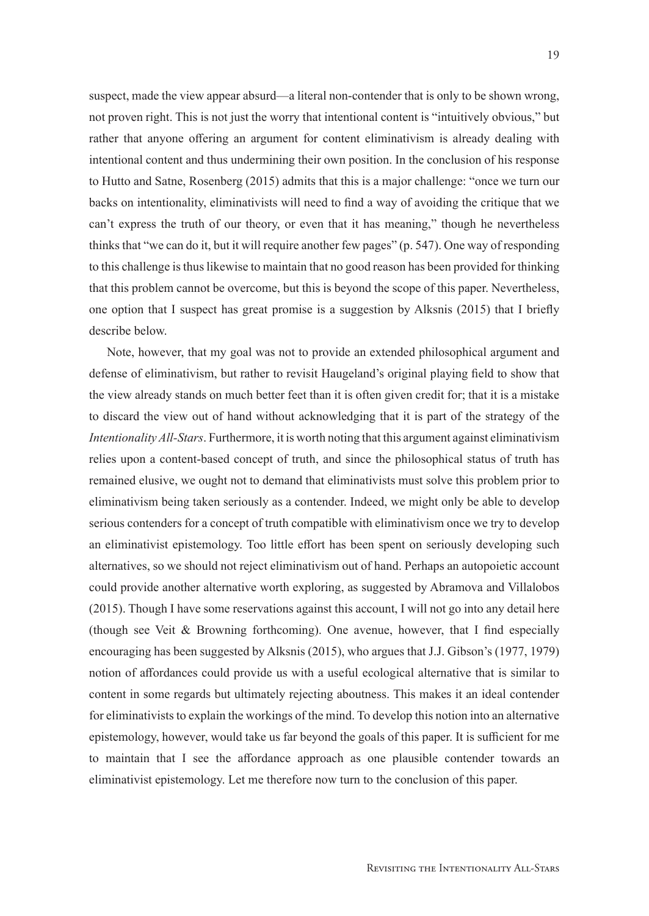suspect, made the view appear absurd—a literal non-contender that is only to be shown wrong, not proven right. This is not just the worry that intentional content is "intuitively obvious," but rather that anyone offering an argument for content eliminativism is already dealing with intentional content and thus undermining their own position. In the conclusion of his response to Hutto and Satne, Rosenberg (2015) admits that this is a major challenge: "once we turn our backs on intentionality, eliminativists will need to find a way of avoiding the critique that we can't express the truth of our theory, or even that it has meaning," though he nevertheless thinks that "we can do it, but it will require another few pages" (p. 547). One way of responding to this challenge is thus likewise to maintain that no good reason has been provided for thinking that this problem cannot be overcome, but this is beyond the scope of this paper. Nevertheless, one option that I suspect has great promise is a suggestion by Alksnis (2015) that I briefly describe below.

Note, however, that my goal was not to provide an extended philosophical argument and defense of eliminativism, but rather to revisit Haugeland's original playing field to show that the view already stands on much better feet than it is often given credit for; that it is a mistake to discard the view out of hand without acknowledging that it is part of the strategy of the *Intentionality All-Stars*. Furthermore, it is worth noting that this argument against eliminativism relies upon a content-based concept of truth, and since the philosophical status of truth has remained elusive, we ought not to demand that eliminativists must solve this problem prior to eliminativism being taken seriously as a contender. Indeed, we might only be able to develop serious contenders for a concept of truth compatible with eliminativism once we try to develop an eliminativist epistemology. Too little effort has been spent on seriously developing such alternatives, so we should not reject eliminativism out of hand. Perhaps an autopoietic account could provide another alternative worth exploring, as suggested by Abramova and Villalobos (2015). Though I have some reservations against this account, I will not go into any detail here (though see Veit & Browning forthcoming). One avenue, however, that I find especially encouraging has been suggested by Alksnis (2015), who argues that J.J. Gibson's (1977, 1979) notion of affordances could provide us with a useful ecological alternative that is similar to content in some regards but ultimately rejecting aboutness. This makes it an ideal contender for eliminativists to explain the workings of the mind. To develop this notion into an alternative epistemology, however, would take us far beyond the goals of this paper. It is sufficient for me to maintain that I see the affordance approach as one plausible contender towards an eliminativist epistemology. Let me therefore now turn to the conclusion of this paper.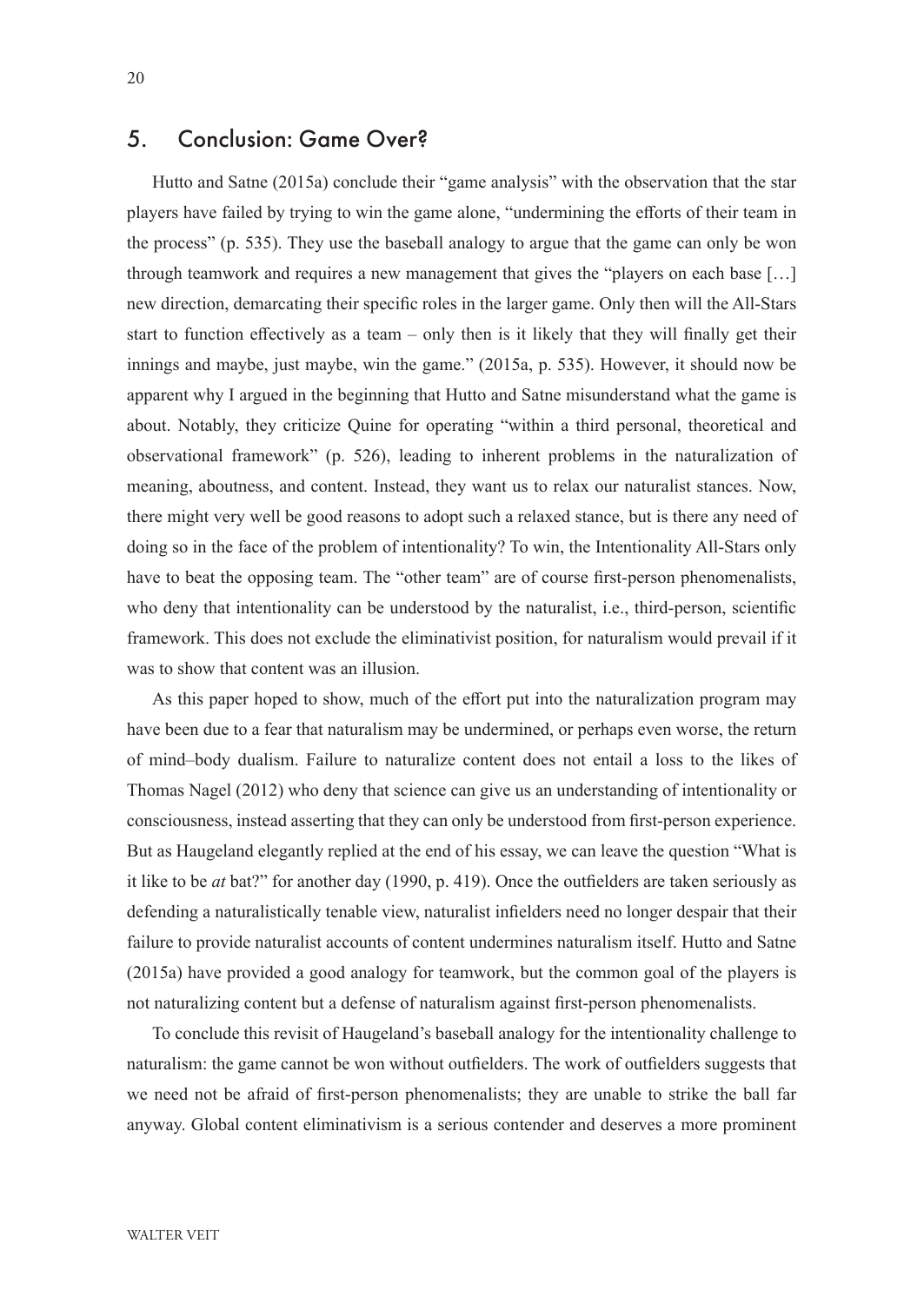## 5. Conclusion: Game Over?

Hutto and Satne (2015a) conclude their "game analysis" with the observation that the star players have failed by trying to win the game alone, "undermining the efforts of their team in the process" (p. 535). They use the baseball analogy to argue that the game can only be won through teamwork and requires a new management that gives the "players on each base […] new direction, demarcating their specific roles in the larger game. Only then will the All-Stars start to function effectively as a team – only then is it likely that they will finally get their innings and maybe, just maybe, win the game." (2015a, p. 535). However, it should now be apparent why I argued in the beginning that Hutto and Satne misunderstand what the game is about. Notably, they criticize Quine for operating "within a third personal, theoretical and observational framework" (p. 526), leading to inherent problems in the naturalization of meaning, aboutness, and content. Instead, they want us to relax our naturalist stances. Now, there might very well be good reasons to adopt such a relaxed stance, but is there any need of doing so in the face of the problem of intentionality? To win, the Intentionality All-Stars only have to beat the opposing team. The "other team" are of course first-person phenomenalists, who deny that intentionality can be understood by the naturalist, i.e., third-person, scientific framework. This does not exclude the eliminativist position, for naturalism would prevail if it was to show that content was an illusion.

As this paper hoped to show, much of the effort put into the naturalization program may have been due to a fear that naturalism may be undermined, or perhaps even worse, the return of mind–body dualism. Failure to naturalize content does not entail a loss to the likes of Thomas Nagel (2012) who deny that science can give us an understanding of intentionality or consciousness, instead asserting that they can only be understood from first-person experience. But as Haugeland elegantly replied at the end of his essay, we can leave the question "What is it like to be *at* bat?" for another day (1990, p. 419). Once the outfielders are taken seriously as defending a naturalistically tenable view, naturalist infielders need no longer despair that their failure to provide naturalist accounts of content undermines naturalism itself. Hutto and Satne (2015a) have provided a good analogy for teamwork, but the common goal of the players is not naturalizing content but a defense of naturalism against first-person phenomenalists.

To conclude this revisit of Haugeland's baseball analogy for the intentionality challenge to naturalism: the game cannot be won without outfielders. The work of outfielders suggests that we need not be afraid of first-person phenomenalists; they are unable to strike the ball far anyway. Global content eliminativism is a serious contender and deserves a more prominent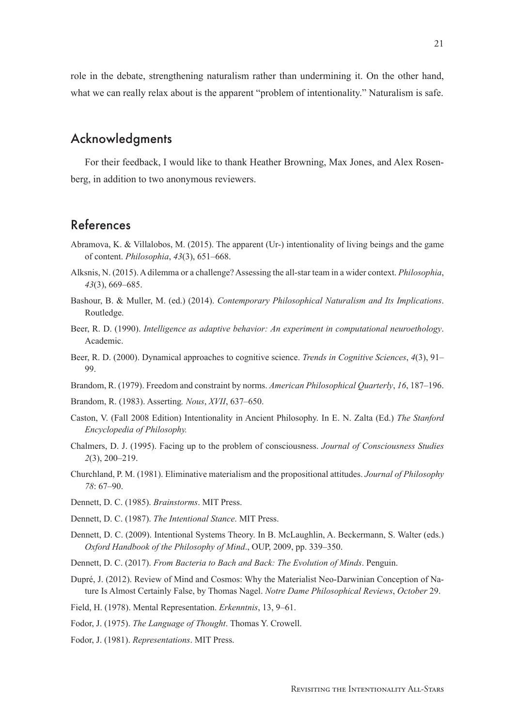role in the debate, strengthening naturalism rather than undermining it. On the other hand, what we can really relax about is the apparent "problem of intentionality." Naturalism is safe.

## Acknowledgments

For their feedback, I would like to thank Heather Browning, Max Jones, and Alex Rosenberg, in addition to two anonymous reviewers.

## References

Abramova, K. & Villalobos, M. (2015). The apparent (Ur-) intentionality of living beings and the game of content. *Philosophia*, *43*(3), 651–668.

Alksnis, N. (2015). A dilemma or a challenge? Assessing the all-star team in a wider context. *Philosophia*, *43*(3), 669–685.

Bashour, B. & Muller, M. (ed.) (2014). *Contemporary Philosophical Naturalism and Its Implications*. Routledge.

Beer, R. D. (1990). *Intelligence as adaptive behavior: An experiment in computational neuroethology*. Academic.

Beer, R. D. (2000). Dynamical approaches to cognitive science. *Trends in Cognitive Sciences*, *4*(3), 91–99.

Brandom, R. (1979). Freedom and constraint by norms. *American Philosophical Quarterly*, *16*, 187–196.

Brandom, R. (1983). Asserting*. Nous*, *XVII*, 637–650.

Caston, V. (Fall 2008 Edition) Intentionality in Ancient Philosophy. In E. N. Zalta (Ed.) *The Stanford Encyclopedia of Philosophy.*

Chalmers, D. J. (1995). Facing up to the problem of consciousness. *Journal of Consciousness Studies* *2*(3), 200–219.

Churchland, P. M. (1981). Eliminative materialism and the propositional attitudes. *Journal of Philosophy* *78*: 67–90.

Dennett, D. C. (1985). *Brainstorms*. MIT Press.

Dennett, D. C. (1987). *The Intentional Stance*. MIT Press.

Dennett, D. C. (2009). Intentional Systems Theory. In B. McLaughlin, A. Beckermann, S. Walter (eds.) *Oxford Handbook of the Philosophy of Mind*., OUP, 2009, pp. 339–350.

Dennett, D. C. (2017). *From Bacteria to Bach and Back: The Evolution of Minds*. Penguin.

Dupré, J. (2012). Review of Mind and Cosmos: Why the Materialist Neo-Darwinian Conception of Nature Is Almost Certainly False, by Thomas Nagel. *Notre Dame Philosophical Reviews*, *October* 29.

Field, H. (1978). Mental Representation. *Erkenntnis*, 13, 9–61.

Fodor, J. (1975). *The Language of Thought*. Thomas Y. Crowell.

Fodor, J. (1981). *Representations*. MIT Press.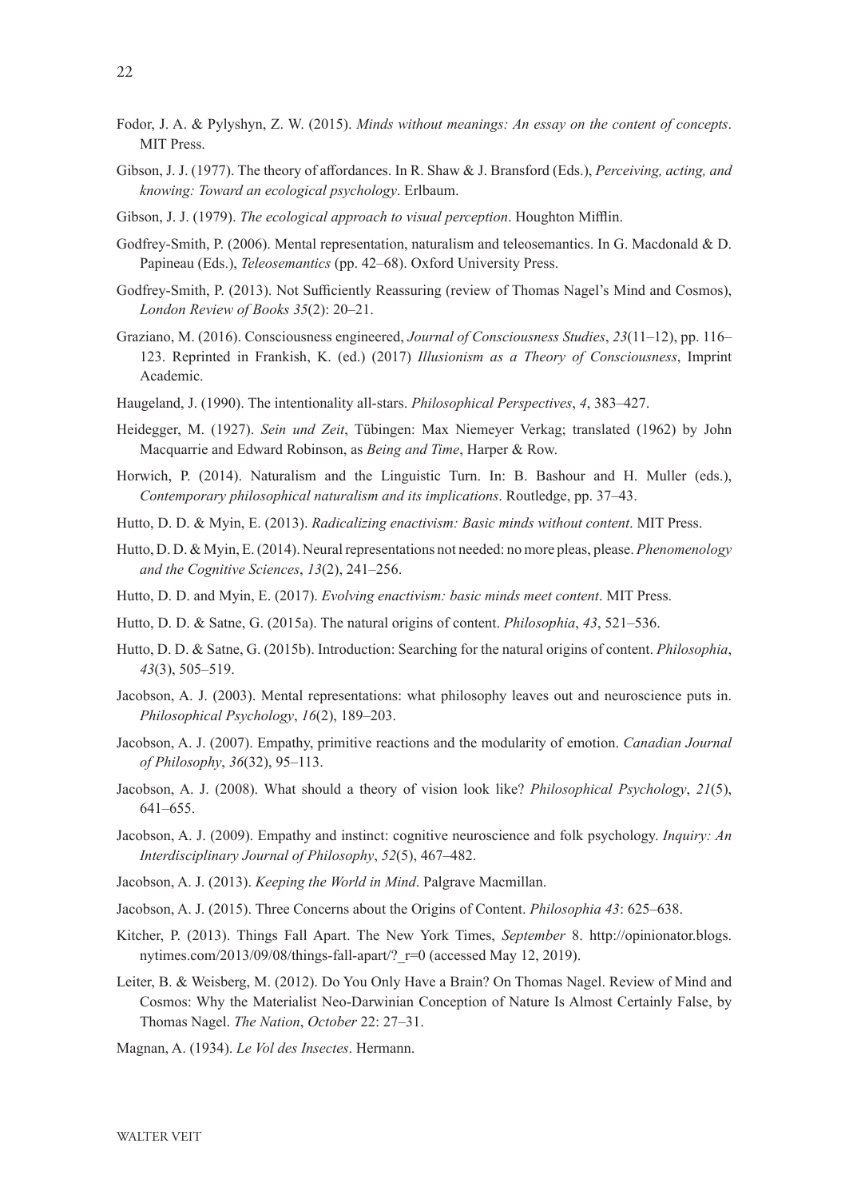Fodor, J. A. & Pylyshyn, Z. W. (2015). *Minds without meanings: An essay on the content of concepts*. MIT Press.

Gibson, J. J. (1977). The theory of affordances. In R. Shaw & J. Bransford (Eds.), *Perceiving, acting, and knowing: Toward an ecological psychology*. Erlbaum.

Gibson, J. J. (1979). *The ecological approach to visual perception*. Houghton Mifflin.

Godfrey-Smith, P. (2006). Mental representation, naturalism and teleosemantics. In G. Macdonald & D. Papineau (Eds.), *Teleosemantics* (pp. 42–68). Oxford University Press.

Godfrey-Smith, P. (2013). Not Sufficiently Reassuring (review of Thomas Nagel's Mind and Cosmos), *London Review of Books 35*(2): 20–21.

Graziano, M. (2016). Consciousness engineered, *Journal of Consciousness Studies*, *23*(11–12), pp. 116–123. Reprinted in Frankish, K. (ed.) (2017) *Illusionism as a Theory of Consciousness*, Imprint Academic.

Haugeland, J. (1990). The intentionality all-stars. *Philosophical Perspectives*, *4*, 383–427.

Heidegger, M. (1927). *Sein und Zeit*, Tübingen: Max Niemeyer Verkag; translated (1962) by John Macquarrie and Edward Robinson, as *Being and Time*, Harper & Row.

Horwich, P. (2014). Naturalism and the Linguistic Turn. In: B. Bashour and H. Muller (eds.), *Contemporary philosophical naturalism and its implications*. Routledge, pp. 37–43.

Hutto, D. D. & Myin, E. (2013). *Radicalizing enactivism: Basic minds without content*. MIT Press.

Hutto, D. D. & Myin, E. (2014). Neural representations not needed: no more pleas, please. *Phenomenology and the Cognitive Sciences*, *13*(2), 241–256.

Hutto, D. D. and Myin, E. (2017). *Evolving enactivism: basic minds meet content*. MIT Press.

Hutto, D. D. & Satne, G. (2015a). The natural origins of content. *Philosophia*, *43*, 521–536.

Hutto, D. D. & Satne, G. (2015b). Introduction: Searching for the natural origins of content. *Philosophia*, *43*(3), 505–519.

Jacobson, A. J. (2003). Mental representations: what philosophy leaves out and neuroscience puts in. *Philosophical Psychology*, *16*(2), 189–203.

Jacobson, A. J. (2007). Empathy, primitive reactions and the modularity of emotion. *Canadian Journal of Philosophy*, *36*(32), 95–113.

Jacobson, A. J. (2008). What should a theory of vision look like? *Philosophical Psychology*, *21*(5), 641–655.

Jacobson, A. J. (2009). Empathy and instinct: cognitive neuroscience and folk psychology. *Inquiry: An Interdisciplinary Journal of Philosophy*, *52*(5), 467–482.

Jacobson, A. J. (2013). *Keeping the World in Mind*. Palgrave Macmillan.

Jacobson, A. J. (2015). Three Concerns about the Origins of Content. *Philosophia 43*: 625–638.

Kitcher, P. (2013). Things Fall Apart. The New York Times, *September* 8. http://opinionator.blogs.nytimes.com/2013/09/08/things-fall-apart/?_r=0 (accessed May 12, 2019).

Leiter, B. & Weisberg, M. (2012). Do You Only Have a Brain? On Thomas Nagel. Review of Mind and Cosmos: Why the Materialist Neo-Darwinian Conception of Nature Is Almost Certainly False, by Thomas Nagel. *The Nation*, *October* 22: 27–31.

Magnan, A. (1934). *Le Vol des Insectes*. Hermann.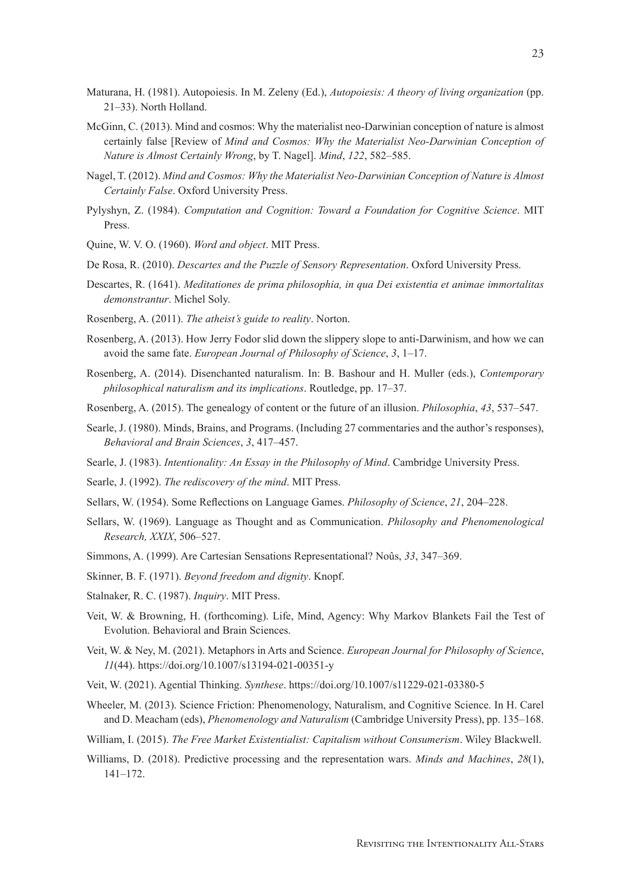Maturana, H. (1981). Autopoiesis. In M. Zeleny (Ed.), *Autopoiesis: A theory of living organization* (pp. 21–33). North Holland.

McGinn, C. (2013). Mind and cosmos: Why the materialist neo-Darwinian conception of nature is almost certainly false [Review of *Mind and Cosmos: Why the Materialist Neo-Darwinian Conception of Nature is Almost Certainly Wrong*, by T. Nagel]. *Mind*, *122*, 582–585.

Nagel, T. (2012). *Mind and Cosmos: Why the Materialist Neo-Darwinian Conception of Nature is Almost Certainly False*. Oxford University Press.

Pylyshyn, Z. (1984). *Computation and Cognition: Toward a Foundation for Cognitive Science*. MIT Press.

Quine, W. V. O. (1960). *Word and object*. MIT Press.

De Rosa, R. (2010). *Descartes and the Puzzle of Sensory Representation*. Oxford University Press.

Descartes, R. (1641). *Meditationes de prima philosophia, in qua Dei existentia et animae immortalitas demonstrantur*. Michel Soly.

Rosenberg, A. (2011). *The atheist's guide to reality*. Norton.

Rosenberg, A. (2013). How Jerry Fodor slid down the slippery slope to anti-Darwinism, and how we can avoid the same fate. *European Journal of Philosophy of Science*, *3*, 1–17.

Rosenberg, A. (2014). Disenchanted naturalism. In: B. Bashour and H. Muller (eds.), *Contemporary philosophical naturalism and its implications*. Routledge, pp. 17–37.

Rosenberg, A. (2015). The genealogy of content or the future of an illusion. *Philosophia*, *43*, 537–547.

Searle, J. (1980). Minds, Brains, and Programs. (Including 27 commentaries and the author's responses), *Behavioral and Brain Sciences*, *3*, 417–457.

Searle, J. (1983). *Intentionality: An Essay in the Philosophy of Mind*. Cambridge University Press.

Searle, J. (1992). *The rediscovery of the mind*. MIT Press.

Sellars, W. (1954). Some Reflections on Language Games. *Philosophy of Science*, *21*, 204–228.

Sellars, W. (1969). Language as Thought and as Communication. *Philosophy and Phenomenological Research, XXIX*, 506–527.

Simmons, A. (1999). Are Cartesian Sensations Representational? Noûs, *33*, 347–369.

Skinner, B. F. (1971). *Beyond freedom and dignity*. Knopf.

Stalnaker, R. C. (1987). *Inquiry*. MIT Press.

Veit, W. & Browning, H. (forthcoming). Life, Mind, Agency: Why Markov Blankets Fail the Test of Evolution. Behavioral and Brain Sciences.

Veit, W. & Ney, M. (2021). Metaphors in Arts and Science. *European Journal for Philosophy of Science*, *11*(44). https://doi.org/10.1007/s13194-021-00351-y

Veit, W. (2021). Agential Thinking. *Synthese*. https://doi.org/10.1007/s11229-021-03380-5

Wheeler, M. (2013). Science Friction: Phenomenology, Naturalism, and Cognitive Science. In H. Carel and D. Meacham (eds), *Phenomenology and Naturalism* (Cambridge University Press), pp. 135–168.

William, I. (2015). *The Free Market Existentialist: Capitalism without Consumerism*. Wiley Blackwell.

Williams, D. (2018). Predictive processing and the representation wars. *Minds and Machines*, *28*(1), 141–172.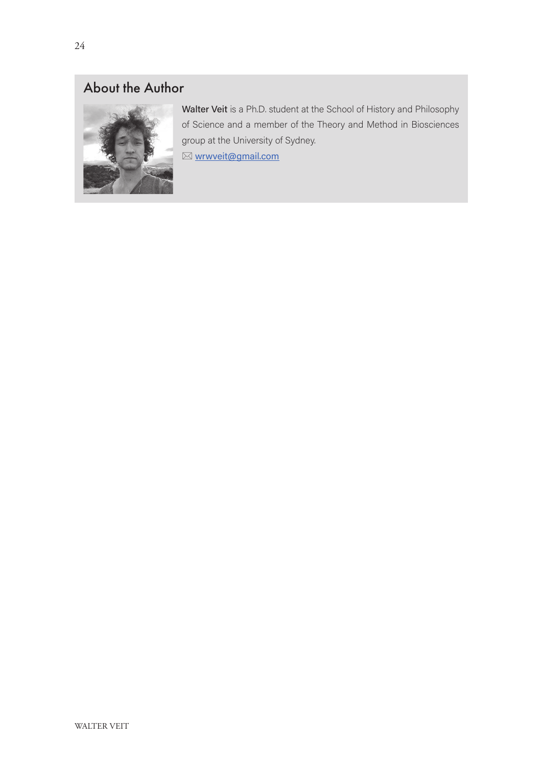## About the Author

**Walter Veit** is a Ph.D. student at the School of History and Philosophy of Science and a member of the Theory and Method in Biosciences group at the University of Sydney.

✉ wrwveit@gmail.com